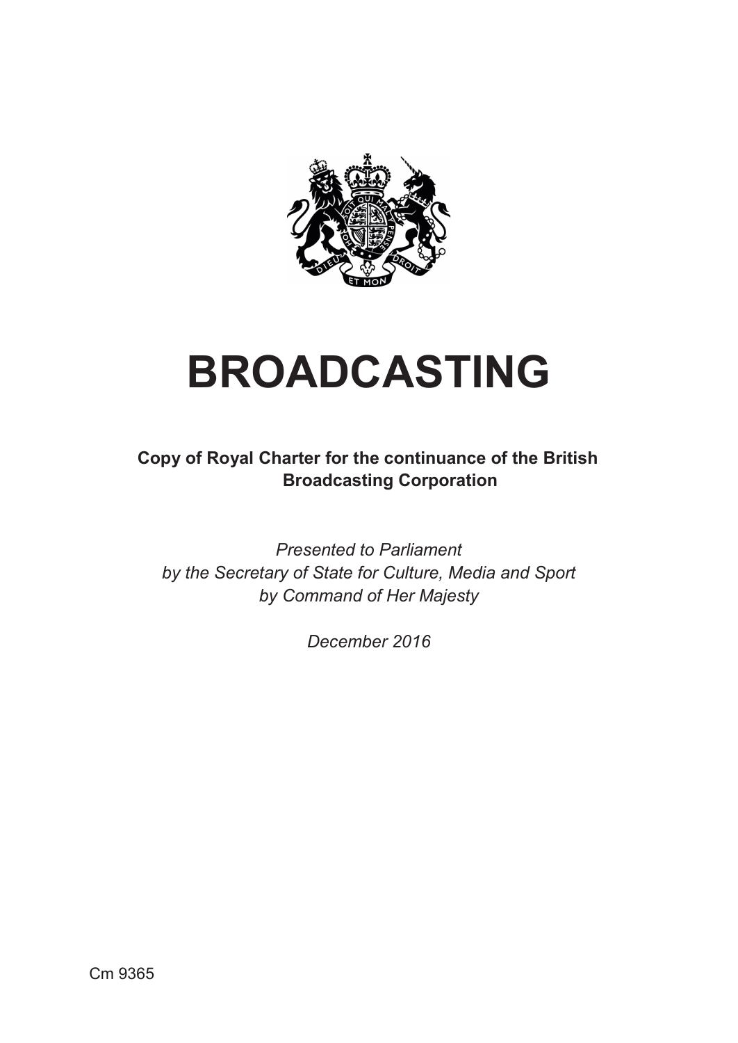# BROADCASTING

**Copy of Royal Charter for the continuance of the British Broadcasting Corporation**

*Presented to Parliament*
*by the Secretary of State for Culture, Media and Sport*
*by Command of Her Majesty*

*December 2016*

Cm 9365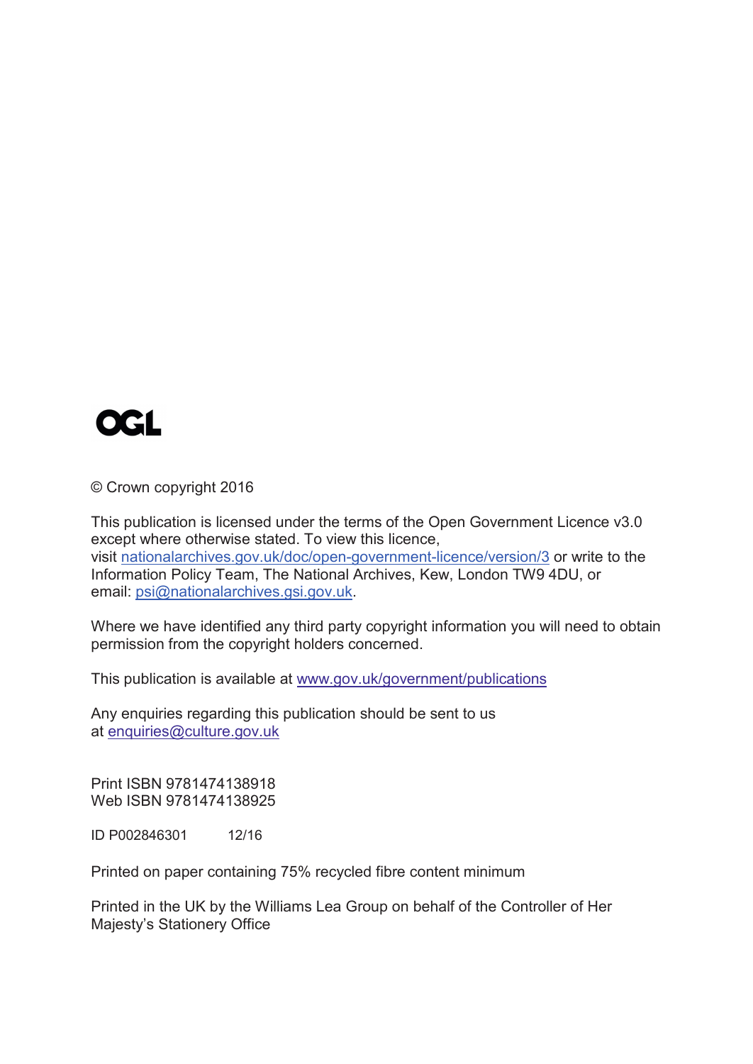OGL

© Crown copyright 2016

This publication is licensed under the terms of the Open Government Licence v3.0 except where otherwise stated. To view this licence, visit [nationalarchives.gov.uk/doc/open-government-licence/version/3](http://nationalarchives.gov.uk/doc/open-government-licence/version/3) or write to the Information Policy Team, The National Archives, Kew, London TW9 4DU, or email: [psi@nationalarchives.gsi.gov.uk](mailto:psi@nationalarchives.gsi.gov.uk).

Where we have identified any third party copyright information you will need to obtain permission from the copyright holders concerned.

This publication is available at [www.gov.uk/government/publications](http://www.gov.uk/government/publications)

Any enquiries regarding this publication should be sent to us at [enquiries@culture.gov.uk](mailto:enquiries@culture.gov.uk)

Print ISBN 9781474138918
Web ISBN 9781474138925

ID P002846301 12/16

Printed on paper containing 75% recycled fibre content minimum

Printed in the UK by the Williams Lea Group on behalf of the Controller of Her Majesty's Stationery Office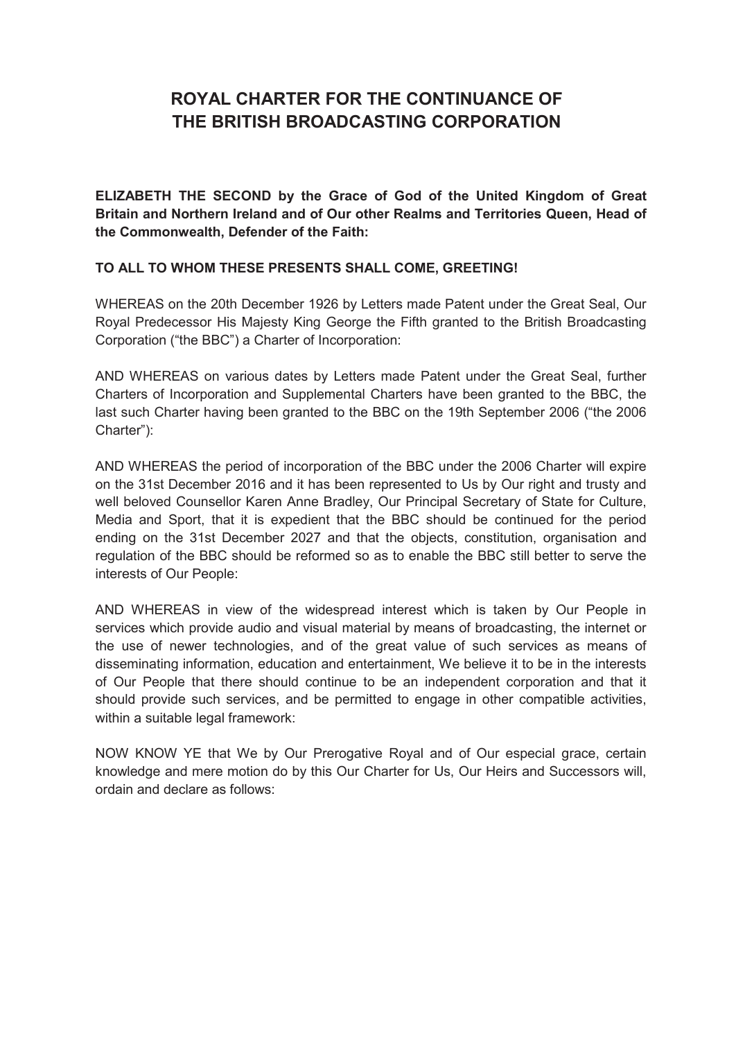# ROYAL CHARTER FOR THE CONTINUANCE OF THE BRITISH BROADCASTING CORPORATION

**ELIZABETH THE SECOND by the Grace of God of the United Kingdom of Great Britain and Northern Ireland and of Our other Realms and Territories Queen, Head of the Commonwealth, Defender of the Faith:**

**TO ALL TO WHOM THESE PRESENTS SHALL COME, GREETING!**

WHEREAS on the 20th December 1926 by Letters made Patent under the Great Seal, Our Royal Predecessor His Majesty King George the Fifth granted to the British Broadcasting Corporation ("the BBC") a Charter of Incorporation:

AND WHEREAS on various dates by Letters made Patent under the Great Seal, further Charters of Incorporation and Supplemental Charters have been granted to the BBC, the last such Charter having been granted to the BBC on the 19th September 2006 ("the 2006 Charter"):

AND WHEREAS the period of incorporation of the BBC under the 2006 Charter will expire on the 31st December 2016 and it has been represented to Us by Our right and trusty and well beloved Counsellor Karen Anne Bradley, Our Principal Secretary of State for Culture, Media and Sport, that it is expedient that the BBC should be continued for the period ending on the 31st December 2027 and that the objects, constitution, organisation and regulation of the BBC should be reformed so as to enable the BBC still better to serve the interests of Our People:

AND WHEREAS in view of the widespread interest which is taken by Our People in services which provide audio and visual material by means of broadcasting, the internet or the use of newer technologies, and of the great value of such services as means of disseminating information, education and entertainment, We believe it to be in the interests of Our People that there should continue to be an independent corporation and that it should provide such services, and be permitted to engage in other compatible activities, within a suitable legal framework:

NOW KNOW YE that We by Our Prerogative Royal and of Our especial grace, certain knowledge and mere motion do by this Our Charter for Us, Our Heirs and Successors will, ordain and declare as follows: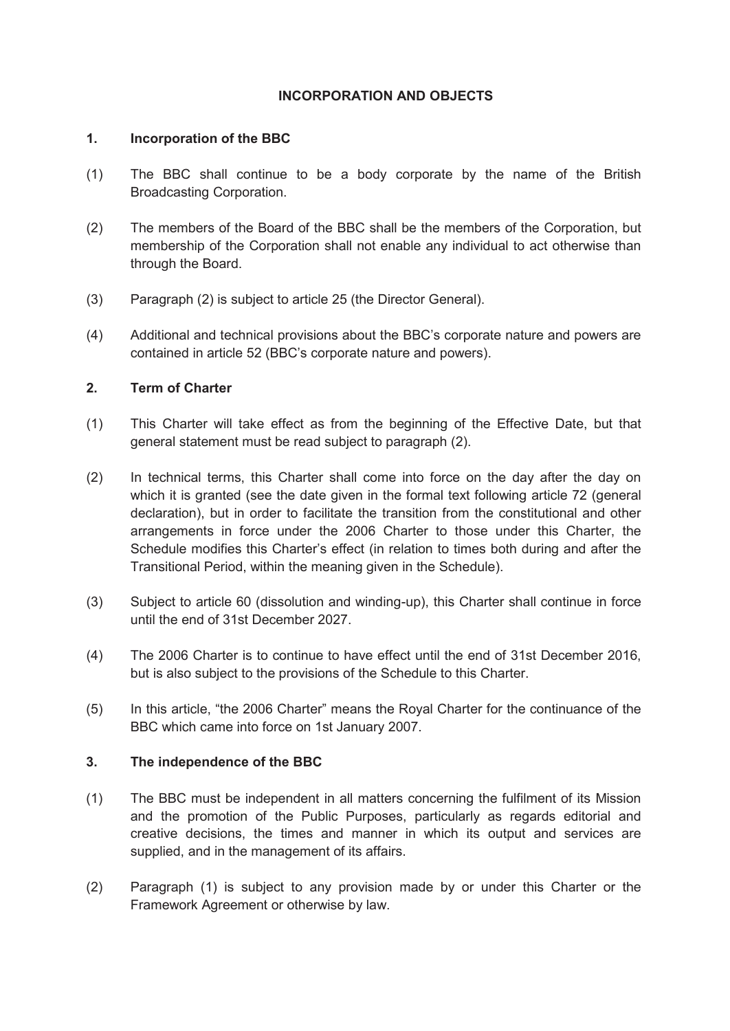## INCORPORATION AND OBJECTS

### 1. Incorporation of the BBC

(1) The BBC shall continue to be a body corporate by the name of the British Broadcasting Corporation.

(2) The members of the Board of the BBC shall be the members of the Corporation, but membership of the Corporation shall not enable any individual to act otherwise than through the Board.

(3) Paragraph (2) is subject to article 25 (the Director General).

(4) Additional and technical provisions about the BBC's corporate nature and powers are contained in article 52 (BBC's corporate nature and powers).

### 2. Term of Charter

(1) This Charter will take effect as from the beginning of the Effective Date, but that general statement must be read subject to paragraph (2).

(2) In technical terms, this Charter shall come into force on the day after the day on which it is granted (see the date given in the formal text following article 72 (general declaration), but in order to facilitate the transition from the constitutional and other arrangements in force under the 2006 Charter to those under this Charter, the Schedule modifies this Charter's effect (in relation to times both during and after the Transitional Period, within the meaning given in the Schedule).

(3) Subject to article 60 (dissolution and winding-up), this Charter shall continue in force until the end of 31st December 2027.

(4) The 2006 Charter is to continue to have effect until the end of 31st December 2016, but is also subject to the provisions of the Schedule to this Charter.

(5) In this article, "the 2006 Charter" means the Royal Charter for the continuance of the BBC which came into force on 1st January 2007.

### 3. The independence of the BBC

(1) The BBC must be independent in all matters concerning the fulfilment of its Mission and the promotion of the Public Purposes, particularly as regards editorial and creative decisions, the times and manner in which its output and services are supplied, and in the management of its affairs.

(2) Paragraph (1) is subject to any provision made by or under this Charter or the Framework Agreement or otherwise by law.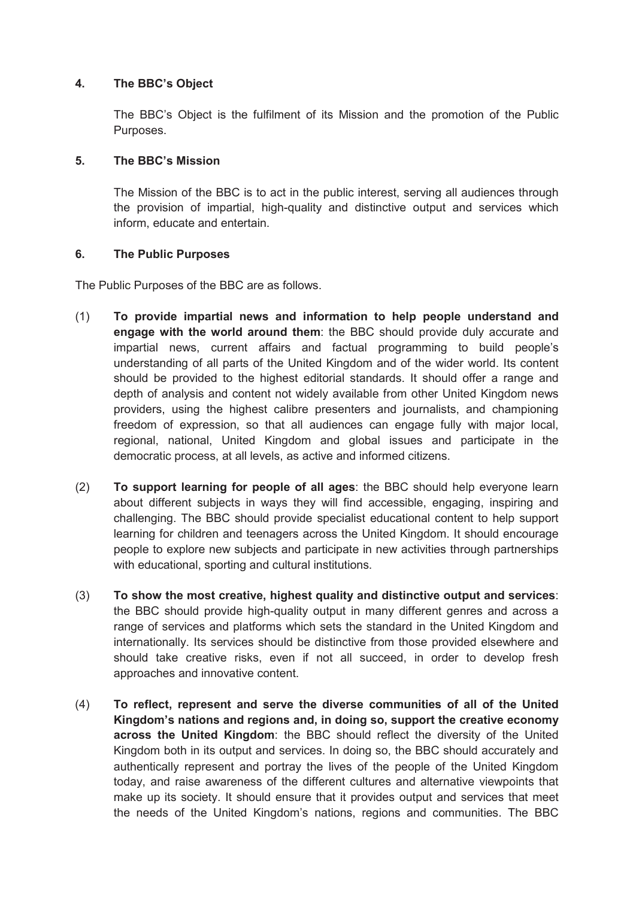## 4. The BBC's Object

The BBC's Object is the fulfilment of its Mission and the promotion of the Public Purposes.

## 5. The BBC's Mission

The Mission of the BBC is to act in the public interest, serving all audiences through the provision of impartial, high-quality and distinctive output and services which inform, educate and entertain.

## 6. The Public Purposes

The Public Purposes of the BBC are as follows.

(1) **To provide impartial news and information to help people understand and engage with the world around them**: the BBC should provide duly accurate and impartial news, current affairs and factual programming to build people's understanding of all parts of the United Kingdom and of the wider world. Its content should be provided to the highest editorial standards. It should offer a range and depth of analysis and content not widely available from other United Kingdom news providers, using the highest calibre presenters and journalists, and championing freedom of expression, so that all audiences can engage fully with major local, regional, national, United Kingdom and global issues and participate in the democratic process, at all levels, as active and informed citizens.

(2) **To support learning for people of all ages**: the BBC should help everyone learn about different subjects in ways they will find accessible, engaging, inspiring and challenging. The BBC should provide specialist educational content to help support learning for children and teenagers across the United Kingdom. It should encourage people to explore new subjects and participate in new activities through partnerships with educational, sporting and cultural institutions.

(3) **To show the most creative, highest quality and distinctive output and services**: the BBC should provide high-quality output in many different genres and across a range of services and platforms which sets the standard in the United Kingdom and internationally. Its services should be distinctive from those provided elsewhere and should take creative risks, even if not all succeed, in order to develop fresh approaches and innovative content.

(4) **To reflect, represent and serve the diverse communities of all of the United Kingdom's nations and regions and, in doing so, support the creative economy across the United Kingdom**: the BBC should reflect the diversity of the United Kingdom both in its output and services. In doing so, the BBC should accurately and authentically represent and portray the lives of the people of the United Kingdom today, and raise awareness of the different cultures and alternative viewpoints that make up its society. It should ensure that it provides output and services that meet the needs of the United Kingdom's nations, regions and communities. The BBC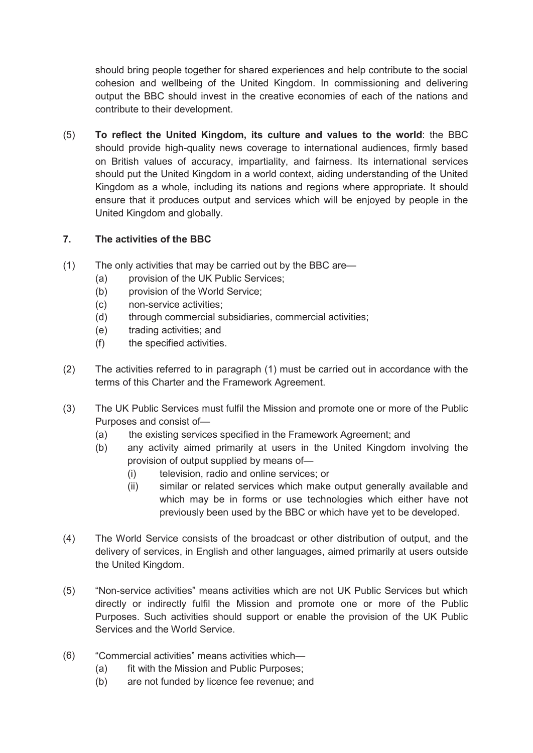should bring people together for shared experiences and help contribute to the social cohesion and wellbeing of the United Kingdom. In commissioning and delivering output the BBC should invest in the creative economies of each of the nations and contribute to their development.

(5) **To reflect the United Kingdom, its culture and values to the world**: the BBC should provide high-quality news coverage to international audiences, firmly based on British values of accuracy, impartiality, and fairness. Its international services should put the United Kingdom in a world context, aiding understanding of the United Kingdom as a whole, including its nations and regions where appropriate. It should ensure that it produces output and services which will be enjoyed by people in the United Kingdom and globally.

### 7. The activities of the BBC

(1) The only activities that may be carried out by the BBC are—
   (a) provision of the UK Public Services;
   (b) provision of the World Service;
   (c) non-service activities;
   (d) through commercial subsidiaries, commercial activities;
   (e) trading activities; and
   (f) the specified activities.

(2) The activities referred to in paragraph (1) must be carried out in accordance with the terms of this Charter and the Framework Agreement.

(3) The UK Public Services must fulfil the Mission and promote one or more of the Public Purposes and consist of—
   (a) the existing services specified in the Framework Agreement; and
   (b) any activity aimed primarily at users in the United Kingdom involving the provision of output supplied by means of—
      (i) television, radio and online services; or
      (ii) similar or related services which make output generally available and which may be in forms or use technologies which either have not previously been used by the BBC or which have yet to be developed.

(4) The World Service consists of the broadcast or other distribution of output, and the delivery of services, in English and other languages, aimed primarily at users outside the United Kingdom.

(5) "Non-service activities" means activities which are not UK Public Services but which directly or indirectly fulfil the Mission and promote one or more of the Public Purposes. Such activities should support or enable the provision of the UK Public Services and the World Service.

(6) "Commercial activities" means activities which—
   (a) fit with the Mission and Public Purposes;
   (b) are not funded by licence fee revenue; and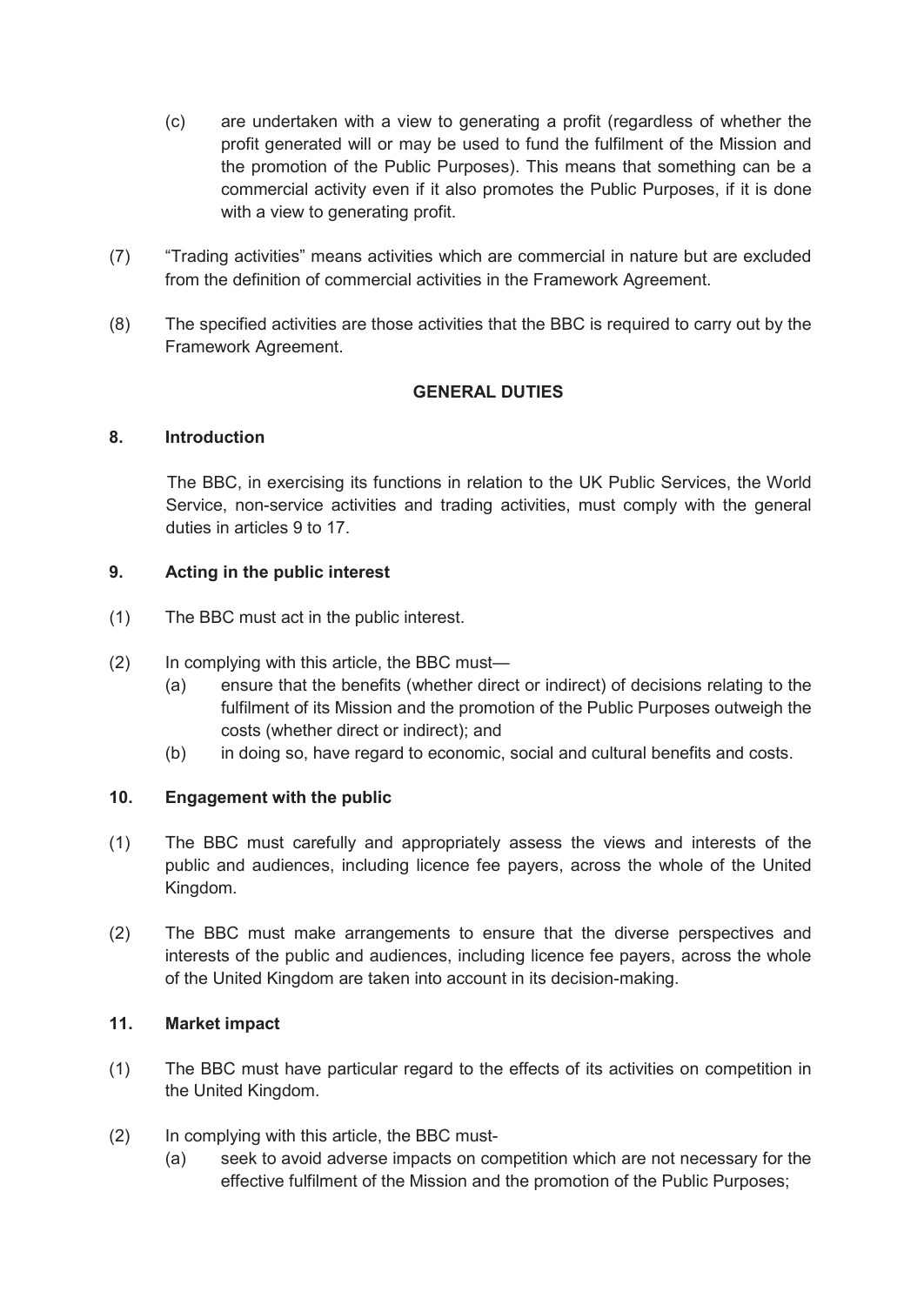(c) are undertaken with a view to generating a profit (regardless of whether the profit generated will or may be used to fund the fulfilment of the Mission and the promotion of the Public Purposes). This means that something can be a commercial activity even if it also promotes the Public Purposes, if it is done with a view to generating profit.

(7) "Trading activities" means activities which are commercial in nature but are excluded from the definition of commercial activities in the Framework Agreement.

(8) The specified activities are those activities that the BBC is required to carry out by the Framework Agreement.

## GENERAL DUTIES

### 8. Introduction

The BBC, in exercising its functions in relation to the UK Public Services, the World Service, non-service activities and trading activities, must comply with the general duties in articles 9 to 17.

### 9. Acting in the public interest

(1) The BBC must act in the public interest.

(2) In complying with this article, the BBC must—

(a) ensure that the benefits (whether direct or indirect) of decisions relating to the fulfilment of its Mission and the promotion of the Public Purposes outweigh the costs (whether direct or indirect); and

(b) in doing so, have regard to economic, social and cultural benefits and costs.

### 10. Engagement with the public

(1) The BBC must carefully and appropriately assess the views and interests of the public and audiences, including licence fee payers, across the whole of the United Kingdom.

(2) The BBC must make arrangements to ensure that the diverse perspectives and interests of the public and audiences, including licence fee payers, across the whole of the United Kingdom are taken into account in its decision-making.

### 11. Market impact

(1) The BBC must have particular regard to the effects of its activities on competition in the United Kingdom.

(2) In complying with this article, the BBC must-

(a) seek to avoid adverse impacts on competition which are not necessary for the effective fulfilment of the Mission and the promotion of the Public Purposes;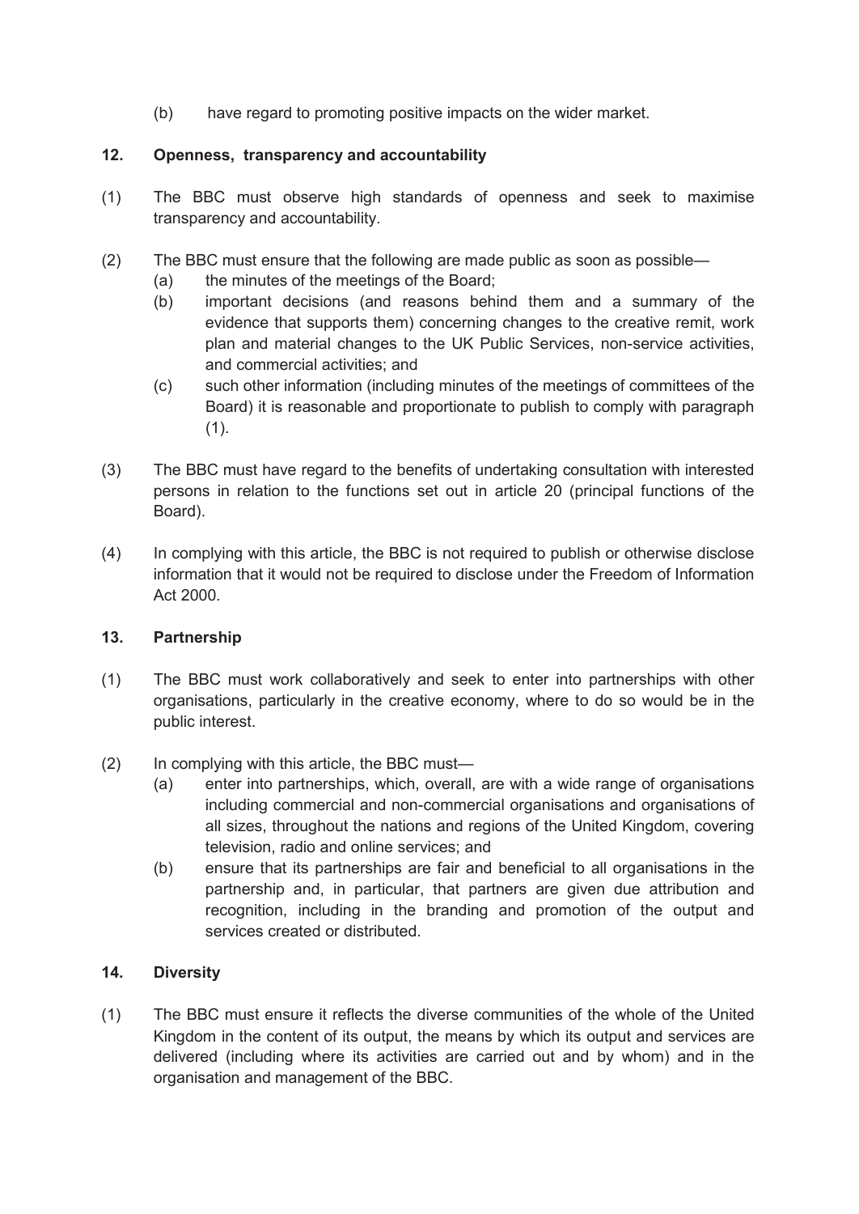(b) have regard to promoting positive impacts on the wider market.

## 12. Openness, transparency and accountability

(1) The BBC must observe high standards of openness and seek to maximise transparency and accountability.

(2) The BBC must ensure that the following are made public as soon as possible—

  (a) the minutes of the meetings of the Board;

  (b) important decisions (and reasons behind them and a summary of the evidence that supports them) concerning changes to the creative remit, work plan and material changes to the UK Public Services, non-service activities, and commercial activities; and

  (c) such other information (including minutes of the meetings of committees of the Board) it is reasonable and proportionate to publish to comply with paragraph (1).

(3) The BBC must have regard to the benefits of undertaking consultation with interested persons in relation to the functions set out in article 20 (principal functions of the Board).

(4) In complying with this article, the BBC is not required to publish or otherwise disclose information that it would not be required to disclose under the Freedom of Information Act 2000.

## 13. Partnership

(1) The BBC must work collaboratively and seek to enter into partnerships with other organisations, particularly in the creative economy, where to do so would be in the public interest.

(2) In complying with this article, the BBC must—

  (a) enter into partnerships, which, overall, are with a wide range of organisations including commercial and non-commercial organisations and organisations of all sizes, throughout the nations and regions of the United Kingdom, covering television, radio and online services; and

  (b) ensure that its partnerships are fair and beneficial to all organisations in the partnership and, in particular, that partners are given due attribution and recognition, including in the branding and promotion of the output and services created or distributed.

## 14. Diversity

(1) The BBC must ensure it reflects the diverse communities of the whole of the United Kingdom in the content of its output, the means by which its output and services are delivered (including where its activities are carried out and by whom) and in the organisation and management of the BBC.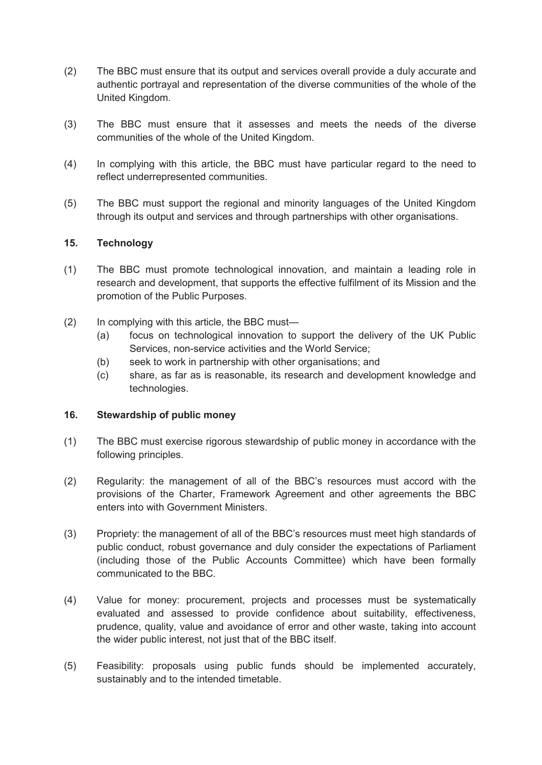(2) The BBC must ensure that its output and services overall provide a duly accurate and authentic portrayal and representation of the diverse communities of the whole of the United Kingdom.

(3) The BBC must ensure that it assesses and meets the needs of the diverse communities of the whole of the United Kingdom.

(4) In complying with this article, the BBC must have particular regard to the need to reflect underrepresented communities.

(5) The BBC must support the regional and minority languages of the United Kingdom through its output and services and through partnerships with other organisations.

### 15. Technology

(1) The BBC must promote technological innovation, and maintain a leading role in research and development, that supports the effective fulfilment of its Mission and the promotion of the Public Purposes.

(2) In complying with this article, the BBC must—
   (a) focus on technological innovation to support the delivery of the UK Public Services, non-service activities and the World Service;
   (b) seek to work in partnership with other organisations; and
   (c) share, as far as is reasonable, its research and development knowledge and technologies.

### 16. Stewardship of public money

(1) The BBC must exercise rigorous stewardship of public money in accordance with the following principles.

(2) Regularity: the management of all of the BBC's resources must accord with the provisions of the Charter, Framework Agreement and other agreements the BBC enters into with Government Ministers.

(3) Propriety: the management of all of the BBC's resources must meet high standards of public conduct, robust governance and duly consider the expectations of Parliament (including those of the Public Accounts Committee) which have been formally communicated to the BBC.

(4) Value for money: procurement, projects and processes must be systematically evaluated and assessed to provide confidence about suitability, effectiveness, prudence, quality, value and avoidance of error and other waste, taking into account the wider public interest, not just that of the BBC itself.

(5) Feasibility: proposals using public funds should be implemented accurately, sustainably and to the intended timetable.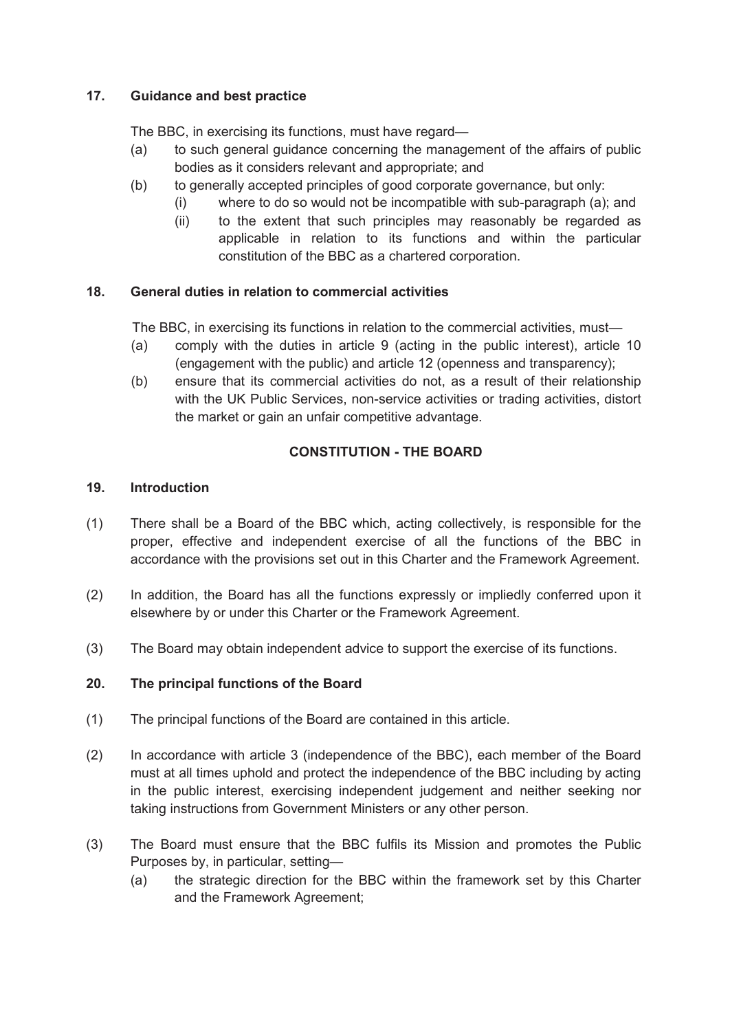**17. Guidance and best practice**

The BBC, in exercising its functions, must have regard—

(a) to such general guidance concerning the management of the affairs of public bodies as it considers relevant and appropriate; and

(b) to generally accepted principles of good corporate governance, but only:

   (i) where to do so would not be incompatible with sub-paragraph (a); and

   (ii) to the extent that such principles may reasonably be regarded as applicable in relation to its functions and within the particular constitution of the BBC as a chartered corporation.

**18. General duties in relation to commercial activities**

The BBC, in exercising its functions in relation to the commercial activities, must—

(a) comply with the duties in article 9 (acting in the public interest), article 10 (engagement with the public) and article 12 (openness and transparency);

(b) ensure that its commercial activities do not, as a result of their relationship with the UK Public Services, non-service activities or trading activities, distort the market or gain an unfair competitive advantage.

## CONSTITUTION - THE BOARD

**19. Introduction**

(1) There shall be a Board of the BBC which, acting collectively, is responsible for the proper, effective and independent exercise of all the functions of the BBC in accordance with the provisions set out in this Charter and the Framework Agreement.

(2) In addition, the Board has all the functions expressly or impliedly conferred upon it elsewhere by or under this Charter or the Framework Agreement.

(3) The Board may obtain independent advice to support the exercise of its functions.

**20. The principal functions of the Board**

(1) The principal functions of the Board are contained in this article.

(2) In accordance with article 3 (independence of the BBC), each member of the Board must at all times uphold and protect the independence of the BBC including by acting in the public interest, exercising independent judgement and neither seeking nor taking instructions from Government Ministers or any other person.

(3) The Board must ensure that the BBC fulfils its Mission and promotes the Public Purposes by, in particular, setting—

(a) the strategic direction for the BBC within the framework set by this Charter and the Framework Agreement;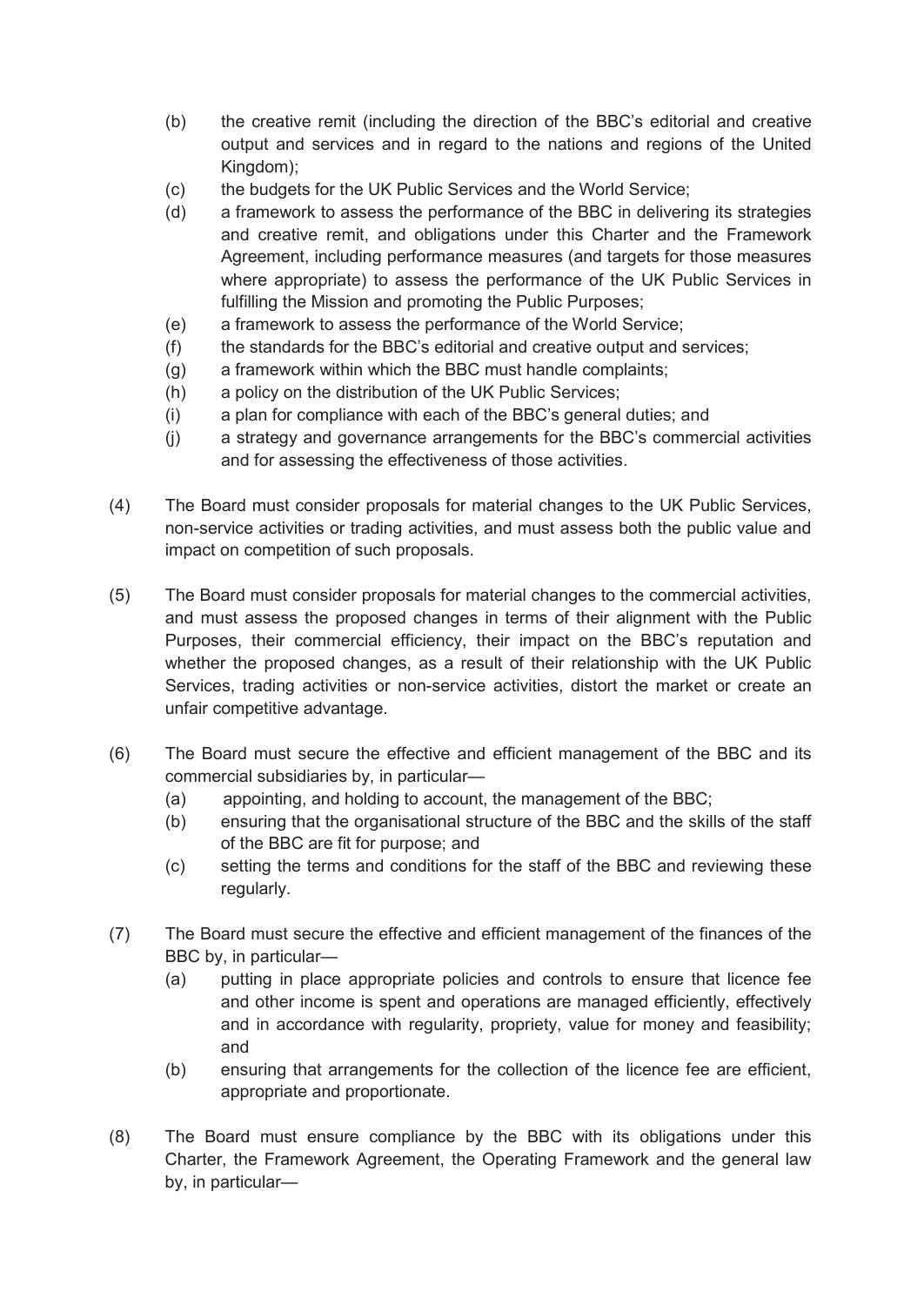(b) the creative remit (including the direction of the BBC's editorial and creative output and services and in regard to the nations and regions of the United Kingdom);

(c) the budgets for the UK Public Services and the World Service;

(d) a framework to assess the performance of the BBC in delivering its strategies and creative remit, and obligations under this Charter and the Framework Agreement, including performance measures (and targets for those measures where appropriate) to assess the performance of the UK Public Services in fulfilling the Mission and promoting the Public Purposes;

(e) a framework to assess the performance of the World Service;

(f) the standards for the BBC's editorial and creative output and services;

(g) a framework within which the BBC must handle complaints;

(h) a policy on the distribution of the UK Public Services;

(i) a plan for compliance with each of the BBC's general duties; and

(j) a strategy and governance arrangements for the BBC's commercial activities and for assessing the effectiveness of those activities.

(4) The Board must consider proposals for material changes to the UK Public Services, non-service activities or trading activities, and must assess both the public value and impact on competition of such proposals.

(5) The Board must consider proposals for material changes to the commercial activities, and must assess the proposed changes in terms of their alignment with the Public Purposes, their commercial efficiency, their impact on the BBC's reputation and whether the proposed changes, as a result of their relationship with the UK Public Services, trading activities or non-service activities, distort the market or create an unfair competitive advantage.

(6) The Board must secure the effective and efficient management of the BBC and its commercial subsidiaries by, in particular—

(a) appointing, and holding to account, the management of the BBC;

(b) ensuring that the organisational structure of the BBC and the skills of the staff of the BBC are fit for purpose; and

(c) setting the terms and conditions for the staff of the BBC and reviewing these regularly.

(7) The Board must secure the effective and efficient management of the finances of the BBC by, in particular—

(a) putting in place appropriate policies and controls to ensure that licence fee and other income is spent and operations are managed efficiently, effectively and in accordance with regularity, propriety, value for money and feasibility; and

(b) ensuring that arrangements for the collection of the licence fee are efficient, appropriate and proportionate.

(8) The Board must ensure compliance by the BBC with its obligations under this Charter, the Framework Agreement, the Operating Framework and the general law by, in particular—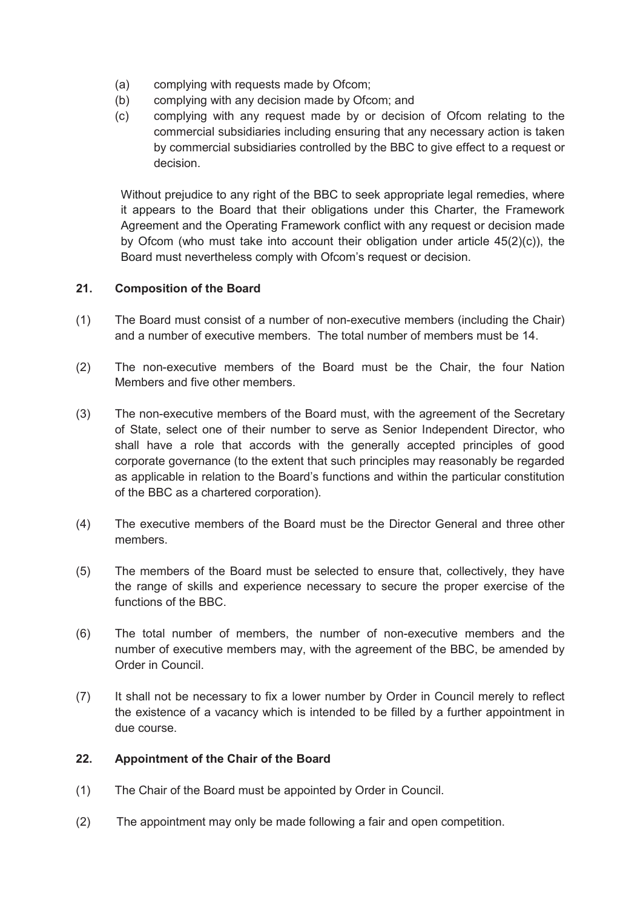(a) complying with requests made by Ofcom;

(b) complying with any decision made by Ofcom; and

(c) complying with any request made by or decision of Ofcom relating to the commercial subsidiaries including ensuring that any necessary action is taken by commercial subsidiaries controlled by the BBC to give effect to a request or decision.

Without prejudice to any right of the BBC to seek appropriate legal remedies, where it appears to the Board that their obligations under this Charter, the Framework Agreement and the Operating Framework conflict with any request or decision made by Ofcom (who must take into account their obligation under article 45(2)(c)), the Board must nevertheless comply with Ofcom's request or decision.

### 21. Composition of the Board

(1) The Board must consist of a number of non-executive members (including the Chair) and a number of executive members. The total number of members must be 14.

(2) The non-executive members of the Board must be the Chair, the four Nation Members and five other members.

(3) The non-executive members of the Board must, with the agreement of the Secretary of State, select one of their number to serve as Senior Independent Director, who shall have a role that accords with the generally accepted principles of good corporate governance (to the extent that such principles may reasonably be regarded as applicable in relation to the Board's functions and within the particular constitution of the BBC as a chartered corporation).

(4) The executive members of the Board must be the Director General and three other members.

(5) The members of the Board must be selected to ensure that, collectively, they have the range of skills and experience necessary to secure the proper exercise of the functions of the BBC.

(6) The total number of members, the number of non-executive members and the number of executive members may, with the agreement of the BBC, be amended by Order in Council.

(7) It shall not be necessary to fix a lower number by Order in Council merely to reflect the existence of a vacancy which is intended to be filled by a further appointment in due course.

### 22. Appointment of the Chair of the Board

(1) The Chair of the Board must be appointed by Order in Council.

(2) The appointment may only be made following a fair and open competition.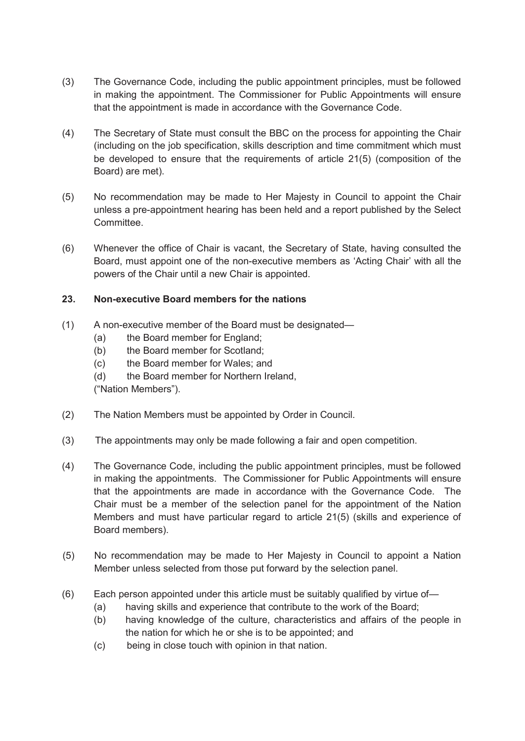(3) The Governance Code, including the public appointment principles, must be followed in making the appointment. The Commissioner for Public Appointments will ensure that the appointment is made in accordance with the Governance Code.

(4) The Secretary of State must consult the BBC on the process for appointing the Chair (including on the job specification, skills description and time commitment which must be developed to ensure that the requirements of article 21(5) (composition of the Board) are met).

(5) No recommendation may be made to Her Majesty in Council to appoint the Chair unless a pre-appointment hearing has been held and a report published by the Select Committee.

(6) Whenever the office of Chair is vacant, the Secretary of State, having consulted the Board, must appoint one of the non-executive members as 'Acting Chair' with all the powers of the Chair until a new Chair is appointed.

### 23. Non-executive Board members for the nations

(1) A non-executive member of the Board must be designated—
   - (a) the Board member for England;
   - (b) the Board member for Scotland;
   - (c) the Board member for Wales; and
   - (d) the Board member for Northern Ireland,

   ("Nation Members").

(2) The Nation Members must be appointed by Order in Council.

(3) The appointments may only be made following a fair and open competition.

(4) The Governance Code, including the public appointment principles, must be followed in making the appointments. The Commissioner for Public Appointments will ensure that the appointments are made in accordance with the Governance Code. The Chair must be a member of the selection panel for the appointment of the Nation Members and must have particular regard to article 21(5) (skills and experience of Board members).

(5) No recommendation may be made to Her Majesty in Council to appoint a Nation Member unless selected from those put forward by the selection panel.

(6) Each person appointed under this article must be suitably qualified by virtue of—
   - (a) having skills and experience that contribute to the work of the Board;
   - (b) having knowledge of the culture, characteristics and affairs of the people in the nation for which he or she is to be appointed; and
   - (c) being in close touch with opinion in that nation.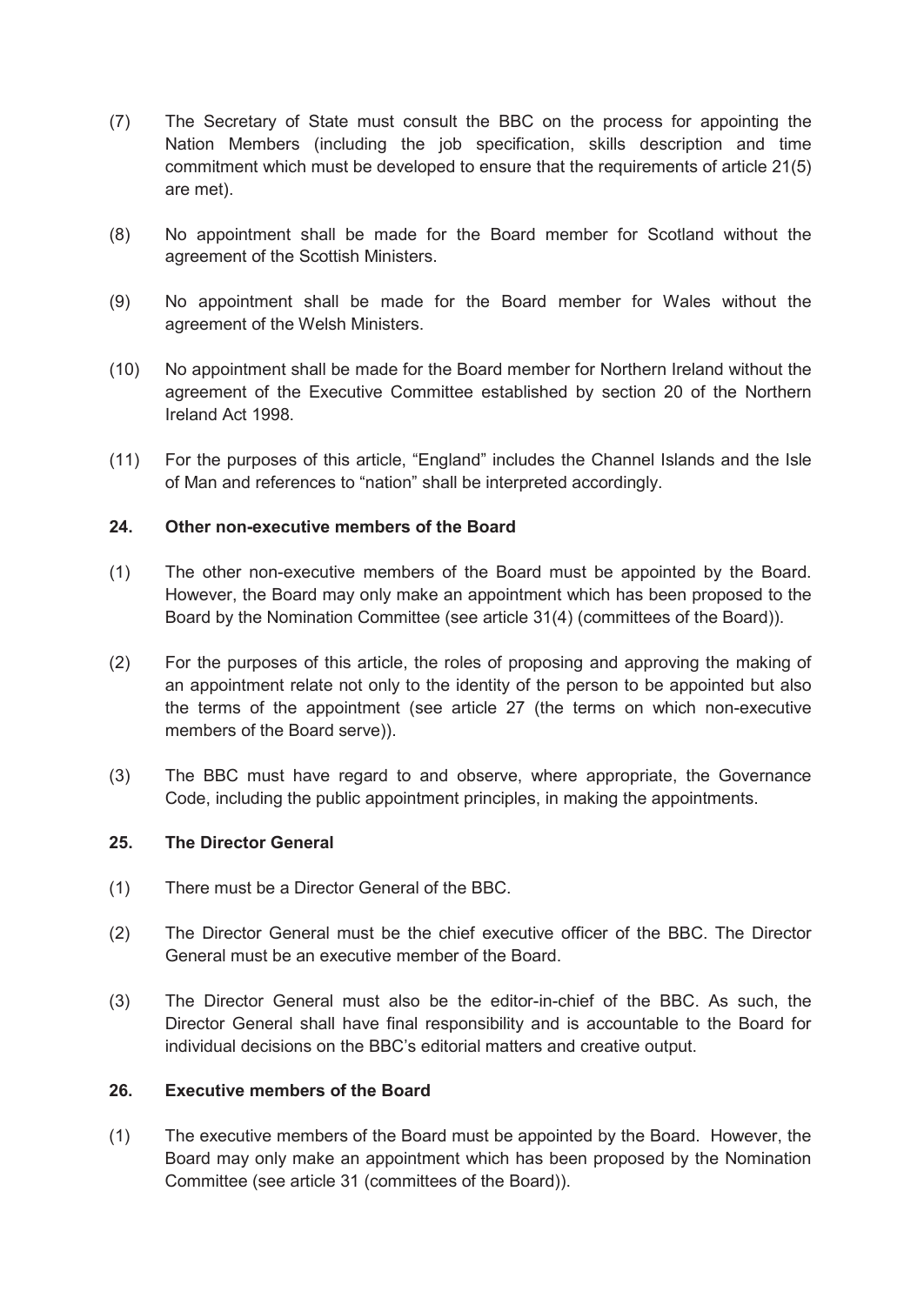(7) The Secretary of State must consult the BBC on the process for appointing the Nation Members (including the job specification, skills description and time commitment which must be developed to ensure that the requirements of article 21(5) are met).

(8) No appointment shall be made for the Board member for Scotland without the agreement of the Scottish Ministers.

(9) No appointment shall be made for the Board member for Wales without the agreement of the Welsh Ministers.

(10) No appointment shall be made for the Board member for Northern Ireland without the agreement of the Executive Committee established by section 20 of the Northern Ireland Act 1998.

(11) For the purposes of this article, "England" includes the Channel Islands and the Isle of Man and references to "nation" shall be interpreted accordingly.

### 24. Other non-executive members of the Board

(1) The other non-executive members of the Board must be appointed by the Board. However, the Board may only make an appointment which has been proposed to the Board by the Nomination Committee (see article 31(4) (committees of the Board)).

(2) For the purposes of this article, the roles of proposing and approving the making of an appointment relate not only to the identity of the person to be appointed but also the terms of the appointment (see article 27 (the terms on which non-executive members of the Board serve)).

(3) The BBC must have regard to and observe, where appropriate, the Governance Code, including the public appointment principles, in making the appointments.

### 25. The Director General

(1) There must be a Director General of the BBC.

(2) The Director General must be the chief executive officer of the BBC. The Director General must be an executive member of the Board.

(3) The Director General must also be the editor-in-chief of the BBC. As such, the Director General shall have final responsibility and is accountable to the Board for individual decisions on the BBC's editorial matters and creative output.

### 26. Executive members of the Board

(1) The executive members of the Board must be appointed by the Board. However, the Board may only make an appointment which has been proposed by the Nomination Committee (see article 31 (committees of the Board)).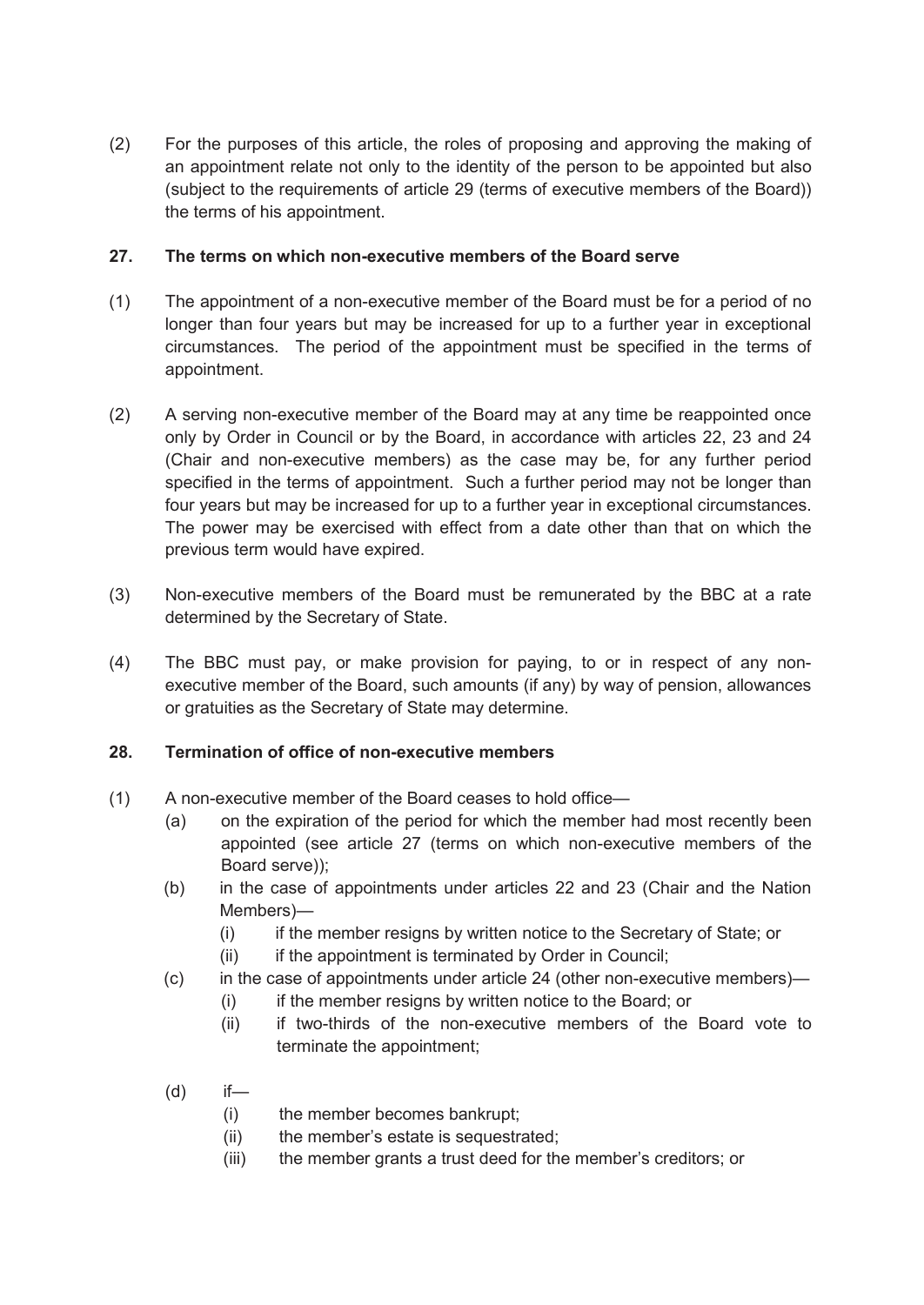(2) For the purposes of this article, the roles of proposing and approving the making of an appointment relate not only to the identity of the person to be appointed but also (subject to the requirements of article 29 (terms of executive members of the Board)) the terms of his appointment.

## 27. The terms on which non-executive members of the Board serve

(1) The appointment of a non-executive member of the Board must be for a period of no longer than four years but may be increased for up to a further year in exceptional circumstances. The period of the appointment must be specified in the terms of appointment.

(2) A serving non-executive member of the Board may at any time be reappointed once only by Order in Council or by the Board, in accordance with articles 22, 23 and 24 (Chair and non-executive members) as the case may be, for any further period specified in the terms of appointment. Such a further period may not be longer than four years but may be increased for up to a further year in exceptional circumstances. The power may be exercised with effect from a date other than that on which the previous term would have expired.

(3) Non-executive members of the Board must be remunerated by the BBC at a rate determined by the Secretary of State.

(4) The BBC must pay, or make provision for paying, to or in respect of any non-executive member of the Board, such amounts (if any) by way of pension, allowances or gratuities as the Secretary of State may determine.

## 28. Termination of office of non-executive members

(1) A non-executive member of the Board ceases to hold office—
   - (a) on the expiration of the period for which the member had most recently been appointed (see article 27 (terms on which non-executive members of the Board serve));
   - (b) in the case of appointments under articles 22 and 23 (Chair and the Nation Members)—
     - (i) if the member resigns by written notice to the Secretary of State; or
     - (ii) if the appointment is terminated by Order in Council;
   - (c) in the case of appointments under article 24 (other non-executive members)—
     - (i) if the member resigns by written notice to the Board; or
     - (ii) if two-thirds of the non-executive members of the Board vote to terminate the appointment;
   - (d) if—
     - (i) the member becomes bankrupt;
     - (ii) the member's estate is sequestrated;
     - (iii) the member grants a trust deed for the member's creditors; or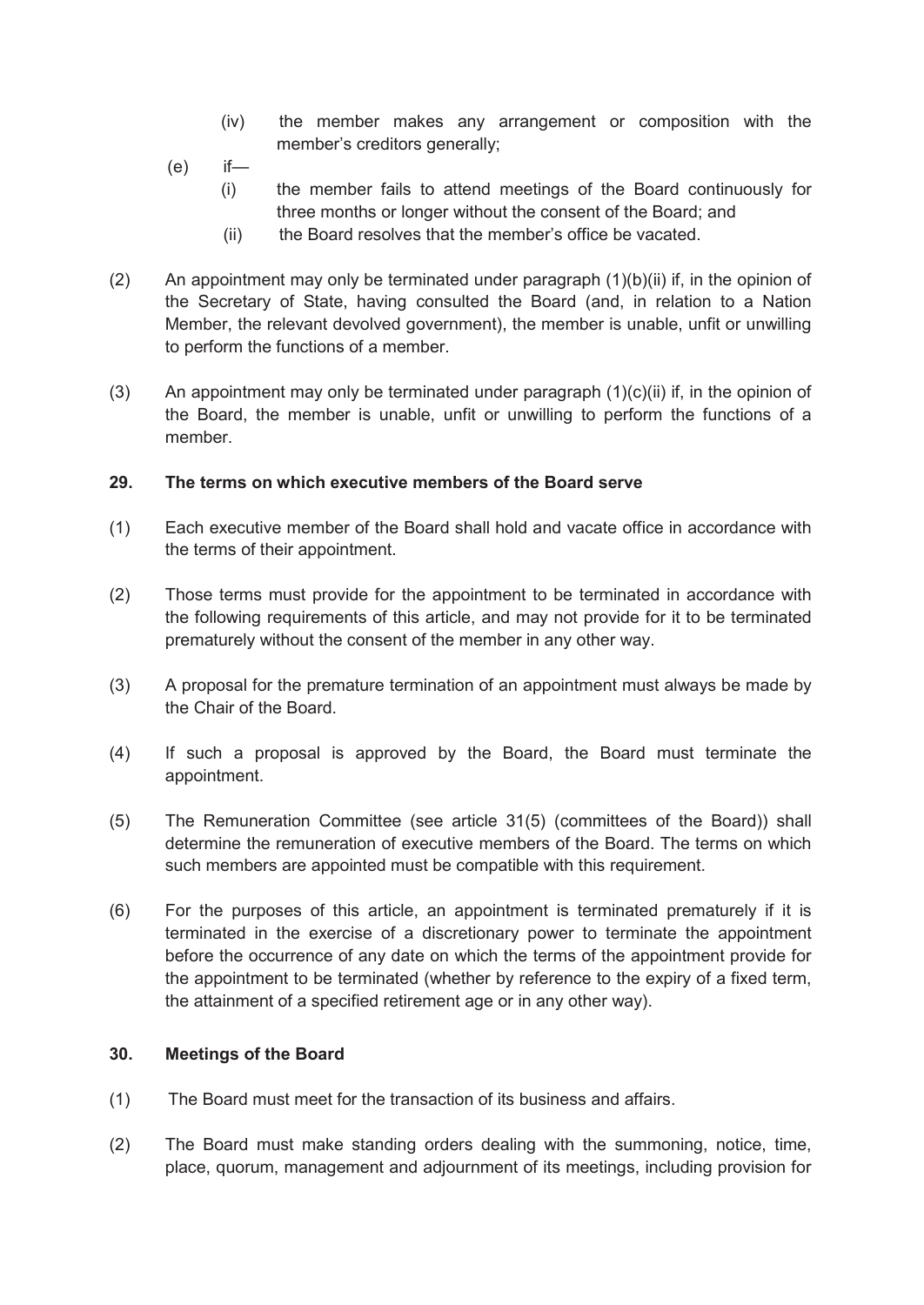(iv) the member makes any arrangement or composition with the member's creditors generally;

(e) if—

(i) the member fails to attend meetings of the Board continuously for three months or longer without the consent of the Board; and

(ii) the Board resolves that the member's office be vacated.

(2) An appointment may only be terminated under paragraph (1)(b)(ii) if, in the opinion of the Secretary of State, having consulted the Board (and, in relation to a Nation Member, the relevant devolved government), the member is unable, unfit or unwilling to perform the functions of a member.

(3) An appointment may only be terminated under paragraph (1)(c)(ii) if, in the opinion of the Board, the member is unable, unfit or unwilling to perform the functions of a member.

**29. The terms on which executive members of the Board serve**

(1) Each executive member of the Board shall hold and vacate office in accordance with the terms of their appointment.

(2) Those terms must provide for the appointment to be terminated in accordance with the following requirements of this article, and may not provide for it to be terminated prematurely without the consent of the member in any other way.

(3) A proposal for the premature termination of an appointment must always be made by the Chair of the Board.

(4) If such a proposal is approved by the Board, the Board must terminate the appointment.

(5) The Remuneration Committee (see article 31(5) (committees of the Board)) shall determine the remuneration of executive members of the Board. The terms on which such members are appointed must be compatible with this requirement.

(6) For the purposes of this article, an appointment is terminated prematurely if it is terminated in the exercise of a discretionary power to terminate the appointment before the occurrence of any date on which the terms of the appointment provide for the appointment to be terminated (whether by reference to the expiry of a fixed term, the attainment of a specified retirement age or in any other way).

**30. Meetings of the Board**

(1) The Board must meet for the transaction of its business and affairs.

(2) The Board must make standing orders dealing with the summoning, notice, time, place, quorum, management and adjournment of its meetings, including provision for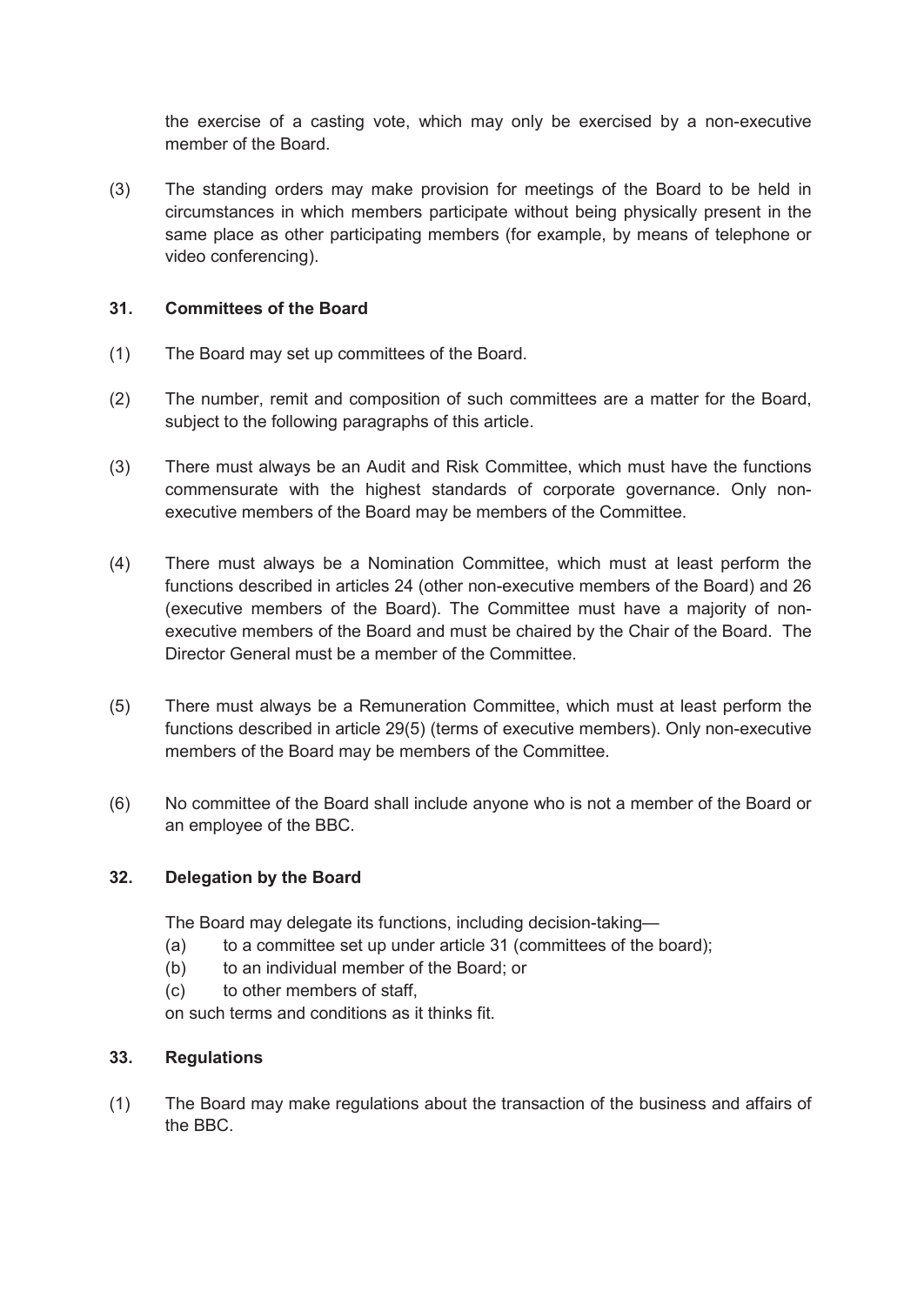the exercise of a casting vote, which may only be exercised by a non-executive member of the Board.

(3) The standing orders may make provision for meetings of the Board to be held in circumstances in which members participate without being physically present in the same place as other participating members (for example, by means of telephone or video conferencing).

### 31. Committees of the Board

(1) The Board may set up committees of the Board.

(2) The number, remit and composition of such committees are a matter for the Board, subject to the following paragraphs of this article.

(3) There must always be an Audit and Risk Committee, which must have the functions commensurate with the highest standards of corporate governance. Only non-executive members of the Board may be members of the Committee.

(4) There must always be a Nomination Committee, which must at least perform the functions described in articles 24 (other non-executive members of the Board) and 26 (executive members of the Board). The Committee must have a majority of non-executive members of the Board and must be chaired by the Chair of the Board. The Director General must be a member of the Committee.

(5) There must always be a Remuneration Committee, which must at least perform the functions described in article 29(5) (terms of executive members). Only non-executive members of the Board may be members of the Committee.

(6) No committee of the Board shall include anyone who is not a member of the Board or an employee of the BBC.

### 32. Delegation by the Board

The Board may delegate its functions, including decision-taking—

(a) to a committee set up under article 31 (committees of the board);
(b) to an individual member of the Board; or
(c) to other members of staff,

on such terms and conditions as it thinks fit.

### 33. Regulations

(1) The Board may make regulations about the transaction of the business and affairs of the BBC.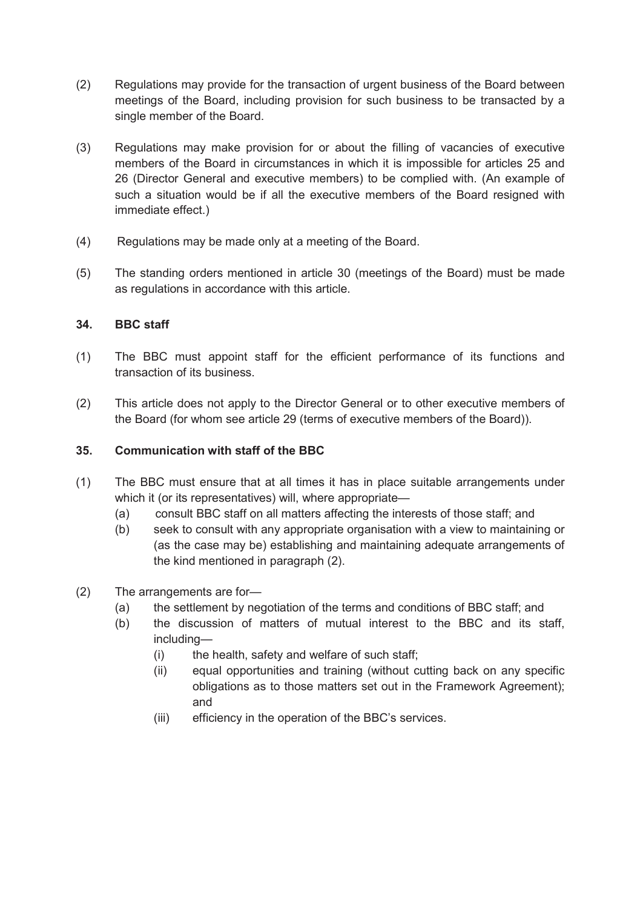(2) Regulations may provide for the transaction of urgent business of the Board between meetings of the Board, including provision for such business to be transacted by a single member of the Board.

(3) Regulations may make provision for or about the filling of vacancies of executive members of the Board in circumstances in which it is impossible for articles 25 and 26 (Director General and executive members) to be complied with. (An example of such a situation would be if all the executive members of the Board resigned with immediate effect.)

(4) Regulations may be made only at a meeting of the Board.

(5) The standing orders mentioned in article 30 (meetings of the Board) must be made as regulations in accordance with this article.

### 34. BBC staff

(1) The BBC must appoint staff for the efficient performance of its functions and transaction of its business.

(2) This article does not apply to the Director General or to other executive members of the Board (for whom see article 29 (terms of executive members of the Board)).

### 35. Communication with staff of the BBC

(1) The BBC must ensure that at all times it has in place suitable arrangements under which it (or its representatives) will, where appropriate—
   - (a) consult BBC staff on all matters affecting the interests of those staff; and
   - (b) seek to consult with any appropriate organisation with a view to maintaining or (as the case may be) establishing and maintaining adequate arrangements of the kind mentioned in paragraph (2).

(2) The arrangements are for—
   - (a) the settlement by negotiation of the terms and conditions of BBC staff; and
   - (b) the discussion of matters of mutual interest to the BBC and its staff, including—
     - (i) the health, safety and welfare of such staff;
     - (ii) equal opportunities and training (without cutting back on any specific obligations as to those matters set out in the Framework Agreement); and
     - (iii) efficiency in the operation of the BBC's services.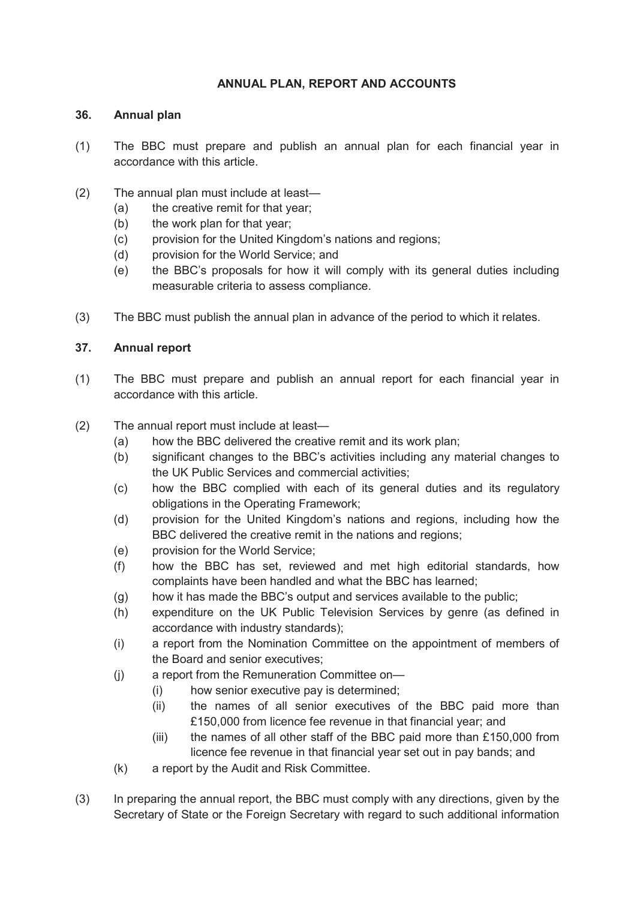## ANNUAL PLAN, REPORT AND ACCOUNTS

### 36. Annual plan

(1) The BBC must prepare and publish an annual plan for each financial year in accordance with this article.

(2) The annual plan must include at least—

- (a) the creative remit for that year;
- (b) the work plan for that year;
- (c) provision for the United Kingdom's nations and regions;
- (d) provision for the World Service; and
- (e) the BBC's proposals for how it will comply with its general duties including measurable criteria to assess compliance.

(3) The BBC must publish the annual plan in advance of the period to which it relates.

### 37. Annual report

(1) The BBC must prepare and publish an annual report for each financial year in accordance with this article.

(2) The annual report must include at least—

- (a) how the BBC delivered the creative remit and its work plan;
- (b) significant changes to the BBC's activities including any material changes to the UK Public Services and commercial activities;
- (c) how the BBC complied with each of its general duties and its regulatory obligations in the Operating Framework;
- (d) provision for the United Kingdom's nations and regions, including how the BBC delivered the creative remit in the nations and regions;
- (e) provision for the World Service;
- (f) how the BBC has set, reviewed and met high editorial standards, how complaints have been handled and what the BBC has learned;
- (g) how it has made the BBC's output and services available to the public;
- (h) expenditure on the UK Public Television Services by genre (as defined in accordance with industry standards);
- (i) a report from the Nomination Committee on the appointment of members of the Board and senior executives;
- (j) a report from the Remuneration Committee on—
  - (i) how senior executive pay is determined;
  - (ii) the names of all senior executives of the BBC paid more than £150,000 from licence fee revenue in that financial year; and
  - (iii) the names of all other staff of the BBC paid more than £150,000 from licence fee revenue in that financial year set out in pay bands; and
- (k) a report by the Audit and Risk Committee.

(3) In preparing the annual report, the BBC must comply with any directions, given by the Secretary of State or the Foreign Secretary with regard to such additional information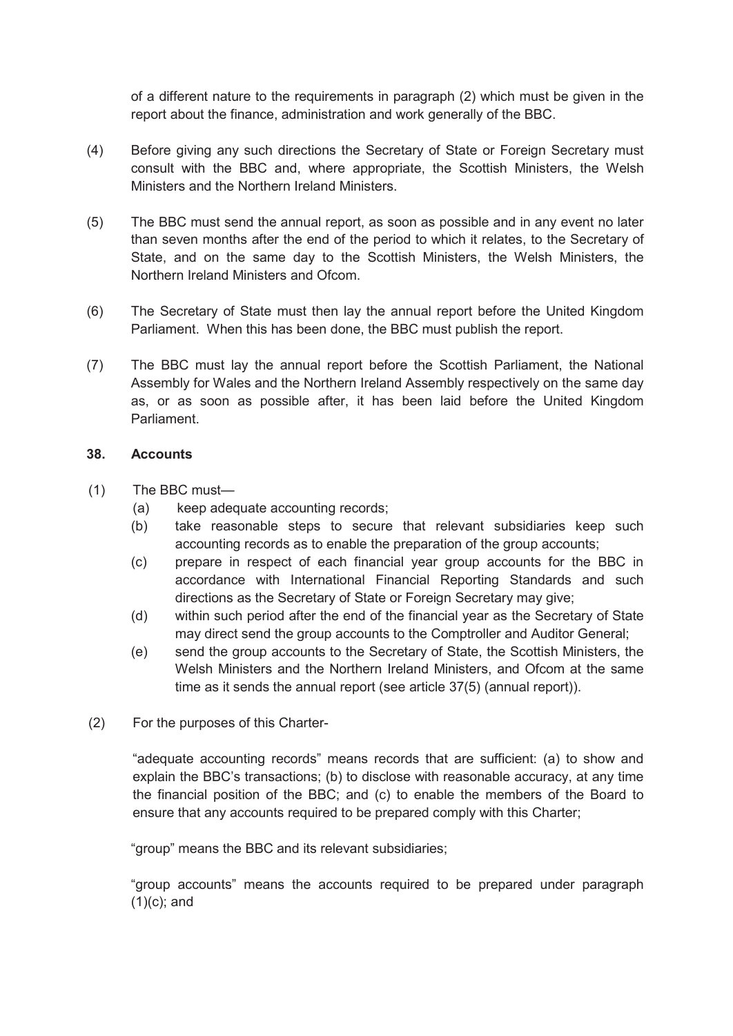of a different nature to the requirements in paragraph (2) which must be given in the report about the finance, administration and work generally of the BBC.

(4) Before giving any such directions the Secretary of State or Foreign Secretary must consult with the BBC and, where appropriate, the Scottish Ministers, the Welsh Ministers and the Northern Ireland Ministers.

(5) The BBC must send the annual report, as soon as possible and in any event no later than seven months after the end of the period to which it relates, to the Secretary of State, and on the same day to the Scottish Ministers, the Welsh Ministers, the Northern Ireland Ministers and Ofcom.

(6) The Secretary of State must then lay the annual report before the United Kingdom Parliament. When this has been done, the BBC must publish the report.

(7) The BBC must lay the annual report before the Scottish Parliament, the National Assembly for Wales and the Northern Ireland Assembly respectively on the same day as, or as soon as possible after, it has been laid before the United Kingdom Parliament.

### 38. Accounts

(1) The BBC must—

(a) keep adequate accounting records;

(b) take reasonable steps to secure that relevant subsidiaries keep such accounting records as to enable the preparation of the group accounts;

(c) prepare in respect of each financial year group accounts for the BBC in accordance with International Financial Reporting Standards and such directions as the Secretary of State or Foreign Secretary may give;

(d) within such period after the end of the financial year as the Secretary of State may direct send the group accounts to the Comptroller and Auditor General;

(e) send the group accounts to the Secretary of State, the Scottish Ministers, the Welsh Ministers and the Northern Ireland Ministers, and Ofcom at the same time as it sends the annual report (see article 37(5) (annual report)).

(2) For the purposes of this Charter-

"adequate accounting records" means records that are sufficient: (a) to show and explain the BBC's transactions; (b) to disclose with reasonable accuracy, at any time the financial position of the BBC; and (c) to enable the members of the Board to ensure that any accounts required to be prepared comply with this Charter;

"group" means the BBC and its relevant subsidiaries;

"group accounts" means the accounts required to be prepared under paragraph (1)(c); and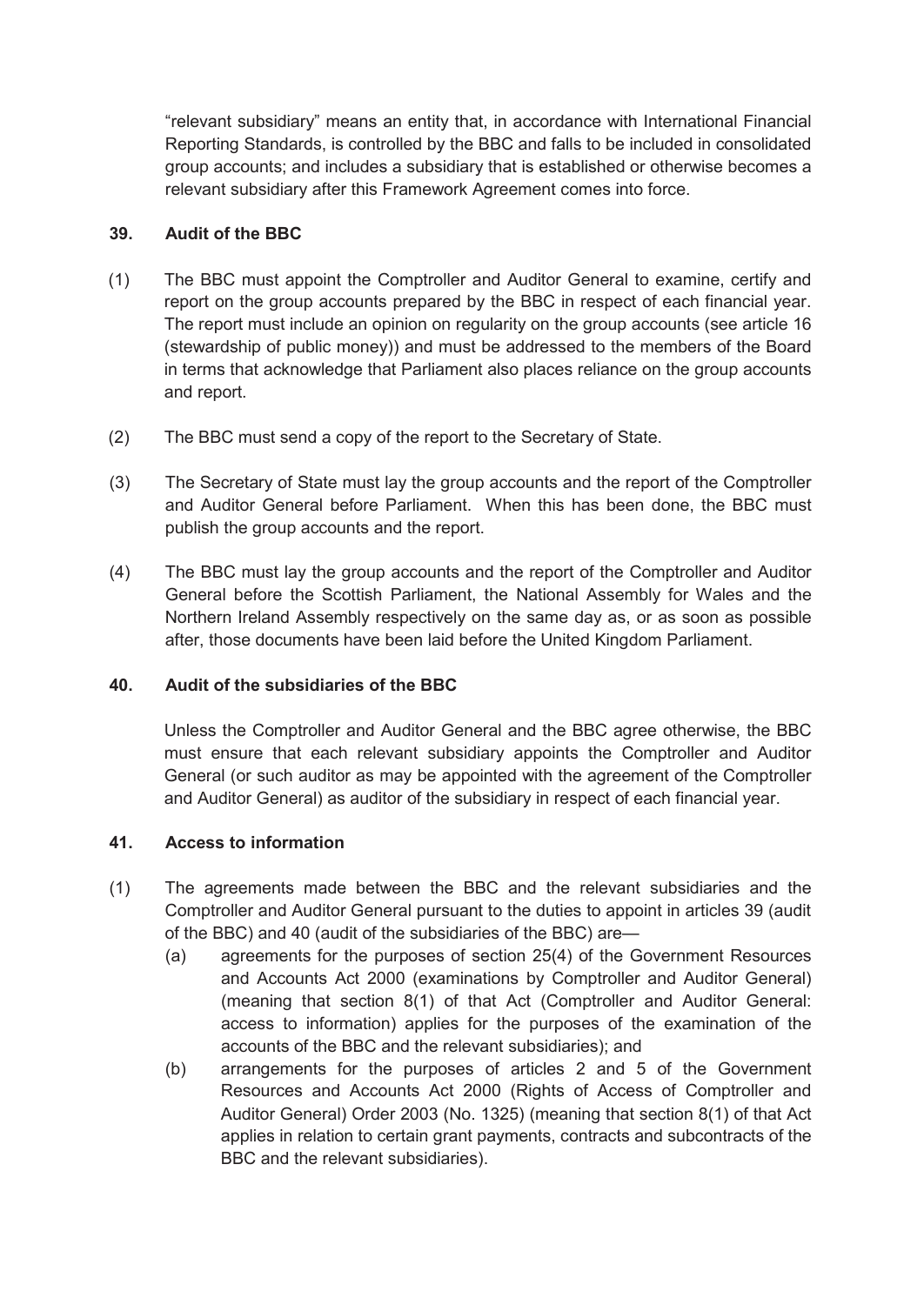"relevant subsidiary" means an entity that, in accordance with International Financial Reporting Standards, is controlled by the BBC and falls to be included in consolidated group accounts; and includes a subsidiary that is established or otherwise becomes a relevant subsidiary after this Framework Agreement comes into force.

### 39. Audit of the BBC

(1) The BBC must appoint the Comptroller and Auditor General to examine, certify and report on the group accounts prepared by the BBC in respect of each financial year. The report must include an opinion on regularity on the group accounts (see article 16 (stewardship of public money)) and must be addressed to the members of the Board in terms that acknowledge that Parliament also places reliance on the group accounts and report.

(2) The BBC must send a copy of the report to the Secretary of State.

(3) The Secretary of State must lay the group accounts and the report of the Comptroller and Auditor General before Parliament. When this has been done, the BBC must publish the group accounts and the report.

(4) The BBC must lay the group accounts and the report of the Comptroller and Auditor General before the Scottish Parliament, the National Assembly for Wales and the Northern Ireland Assembly respectively on the same day as, or as soon as possible after, those documents have been laid before the United Kingdom Parliament.

### 40. Audit of the subsidiaries of the BBC

Unless the Comptroller and Auditor General and the BBC agree otherwise, the BBC must ensure that each relevant subsidiary appoints the Comptroller and Auditor General (or such auditor as may be appointed with the agreement of the Comptroller and Auditor General) as auditor of the subsidiary in respect of each financial year.

### 41. Access to information

(1) The agreements made between the BBC and the relevant subsidiaries and the Comptroller and Auditor General pursuant to the duties to appoint in articles 39 (audit of the BBC) and 40 (audit of the subsidiaries of the BBC) are—

   (a) agreements for the purposes of section 25(4) of the Government Resources and Accounts Act 2000 (examinations by Comptroller and Auditor General) (meaning that section 8(1) of that Act (Comptroller and Auditor General: access to information) applies for the purposes of the examination of the accounts of the BBC and the relevant subsidiaries); and

   (b) arrangements for the purposes of articles 2 and 5 of the Government Resources and Accounts Act 2000 (Rights of Access of Comptroller and Auditor General) Order 2003 (No. 1325) (meaning that section 8(1) of that Act applies in relation to certain grant payments, contracts and subcontracts of the BBC and the relevant subsidiaries).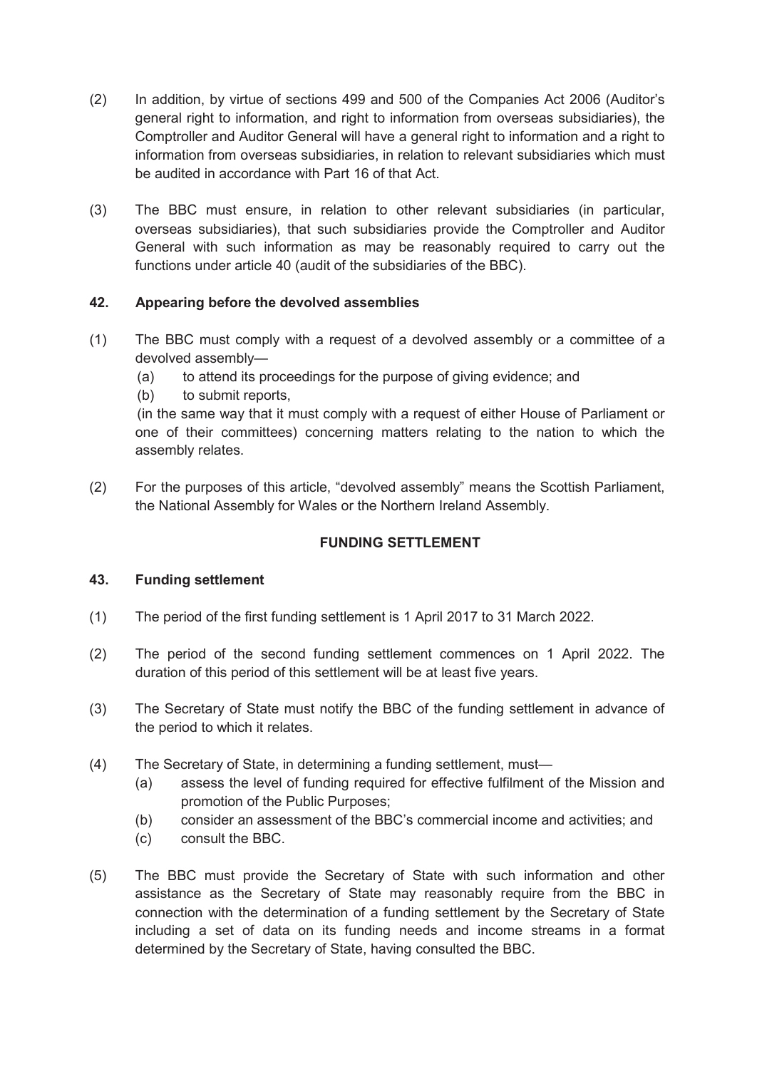(2) In addition, by virtue of sections 499 and 500 of the Companies Act 2006 (Auditor's general right to information, and right to information from overseas subsidiaries), the Comptroller and Auditor General will have a general right to information and a right to information from overseas subsidiaries, in relation to relevant subsidiaries which must be audited in accordance with Part 16 of that Act.

(3) The BBC must ensure, in relation to other relevant subsidiaries (in particular, overseas subsidiaries), that such subsidiaries provide the Comptroller and Auditor General with such information as may be reasonably required to carry out the functions under article 40 (audit of the subsidiaries of the BBC).

### 42. Appearing before the devolved assemblies

(1) The BBC must comply with a request of a devolved assembly or a committee of a devolved assembly—
   (a) to attend its proceedings for the purpose of giving evidence; and
   (b) to submit reports,

   (in the same way that it must comply with a request of either House of Parliament or one of their committees) concerning matters relating to the nation to which the assembly relates.

(2) For the purposes of this article, "devolved assembly" means the Scottish Parliament, the National Assembly for Wales or the Northern Ireland Assembly.

## FUNDING SETTLEMENT

### 43. Funding settlement

(1) The period of the first funding settlement is 1 April 2017 to 31 March 2022.

(2) The period of the second funding settlement commences on 1 April 2022. The duration of this period of this settlement will be at least five years.

(3) The Secretary of State must notify the BBC of the funding settlement in advance of the period to which it relates.

(4) The Secretary of State, in determining a funding settlement, must—
   (a) assess the level of funding required for effective fulfilment of the Mission and promotion of the Public Purposes;
   (b) consider an assessment of the BBC's commercial income and activities; and
   (c) consult the BBC.

(5) The BBC must provide the Secretary of State with such information and other assistance as the Secretary of State may reasonably require from the BBC in connection with the determination of a funding settlement by the Secretary of State including a set of data on its funding needs and income streams in a format determined by the Secretary of State, having consulted the BBC.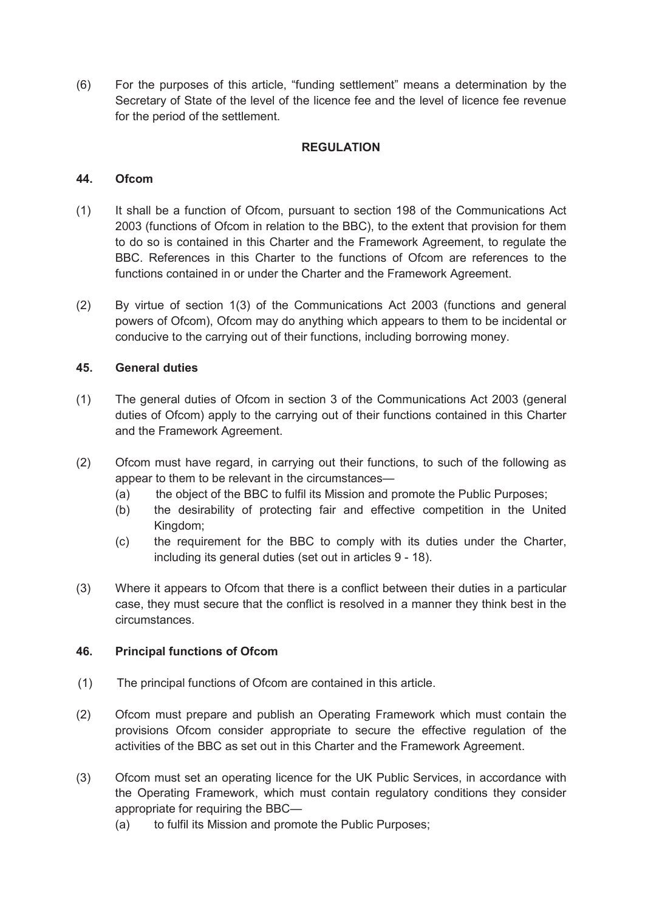(6) For the purposes of this article, "funding settlement" means a determination by the Secretary of State of the level of the licence fee and the level of licence fee revenue for the period of the settlement.

## REGULATION

### 44. Ofcom

(1) It shall be a function of Ofcom, pursuant to section 198 of the Communications Act 2003 (functions of Ofcom in relation to the BBC), to the extent that provision for them to do so is contained in this Charter and the Framework Agreement, to regulate the BBC. References in this Charter to the functions of Ofcom are references to the functions contained in or under the Charter and the Framework Agreement.

(2) By virtue of section 1(3) of the Communications Act 2003 (functions and general powers of Ofcom), Ofcom may do anything which appears to them to be incidental or conducive to the carrying out of their functions, including borrowing money.

### 45. General duties

(1) The general duties of Ofcom in section 3 of the Communications Act 2003 (general duties of Ofcom) apply to the carrying out of their functions contained in this Charter and the Framework Agreement.

(2) Ofcom must have regard, in carrying out their functions, to such of the following as appear to them to be relevant in the circumstances—
   - (a) the object of the BBC to fulfil its Mission and promote the Public Purposes;
   - (b) the desirability of protecting fair and effective competition in the United Kingdom;
   - (c) the requirement for the BBC to comply with its duties under the Charter, including its general duties (set out in articles 9 - 18).

(3) Where it appears to Ofcom that there is a conflict between their duties in a particular case, they must secure that the conflict is resolved in a manner they think best in the circumstances.

### 46. Principal functions of Ofcom

(1) The principal functions of Ofcom are contained in this article.

(2) Ofcom must prepare and publish an Operating Framework which must contain the provisions Ofcom consider appropriate to secure the effective regulation of the activities of the BBC as set out in this Charter and the Framework Agreement.

(3) Ofcom must set an operating licence for the UK Public Services, in accordance with the Operating Framework, which must contain regulatory conditions they consider appropriate for requiring the BBC—
   - (a) to fulfil its Mission and promote the Public Purposes;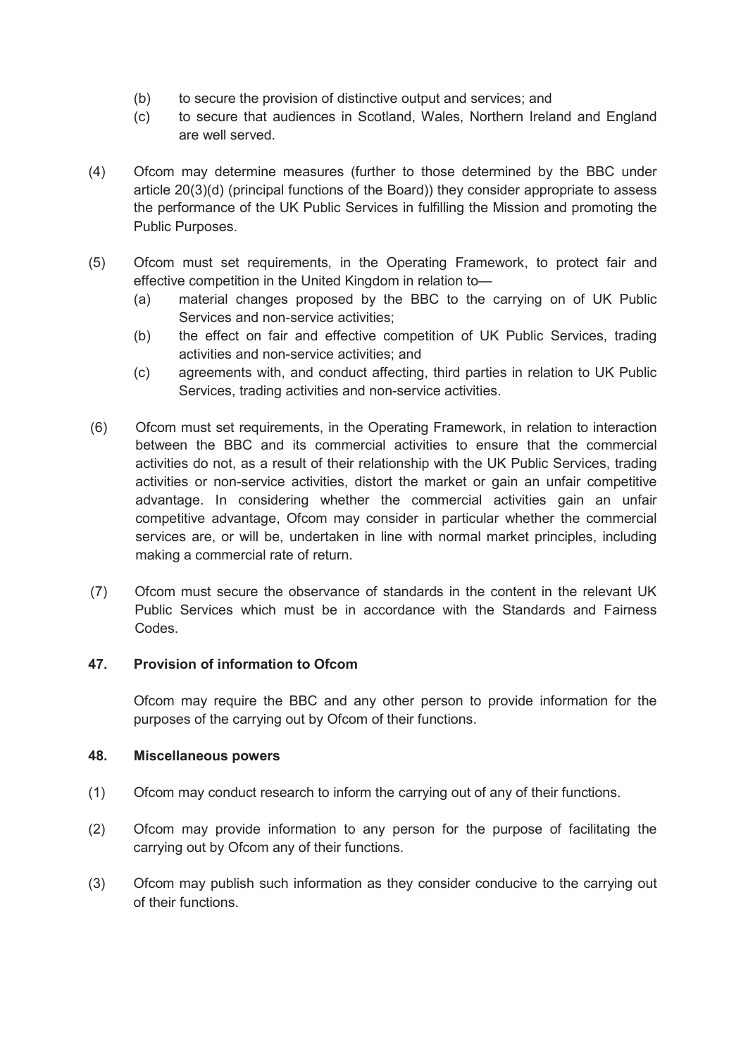(b) to secure the provision of distinctive output and services; and

(c) to secure that audiences in Scotland, Wales, Northern Ireland and England are well served.

(4) Ofcom may determine measures (further to those determined by the BBC under article 20(3)(d) (principal functions of the Board)) they consider appropriate to assess the performance of the UK Public Services in fulfilling the Mission and promoting the Public Purposes.

(5) Ofcom must set requirements, in the Operating Framework, to protect fair and effective competition in the United Kingdom in relation to—

(a) material changes proposed by the BBC to the carrying on of UK Public Services and non-service activities;

(b) the effect on fair and effective competition of UK Public Services, trading activities and non-service activities; and

(c) agreements with, and conduct affecting, third parties in relation to UK Public Services, trading activities and non-service activities.

(6) Ofcom must set requirements, in the Operating Framework, in relation to interaction between the BBC and its commercial activities to ensure that the commercial activities do not, as a result of their relationship with the UK Public Services, trading activities or non-service activities, distort the market or gain an unfair competitive advantage. In considering whether the commercial activities gain an unfair competitive advantage, Ofcom may consider in particular whether the commercial services are, or will be, undertaken in line with normal market principles, including making a commercial rate of return.

(7) Ofcom must secure the observance of standards in the content in the relevant UK Public Services which must be in accordance with the Standards and Fairness Codes.

### 47. Provision of information to Ofcom

Ofcom may require the BBC and any other person to provide information for the purposes of the carrying out by Ofcom of their functions.

### 48. Miscellaneous powers

(1) Ofcom may conduct research to inform the carrying out of any of their functions.

(2) Ofcom may provide information to any person for the purpose of facilitating the carrying out by Ofcom any of their functions.

(3) Ofcom may publish such information as they consider conducive to the carrying out of their functions.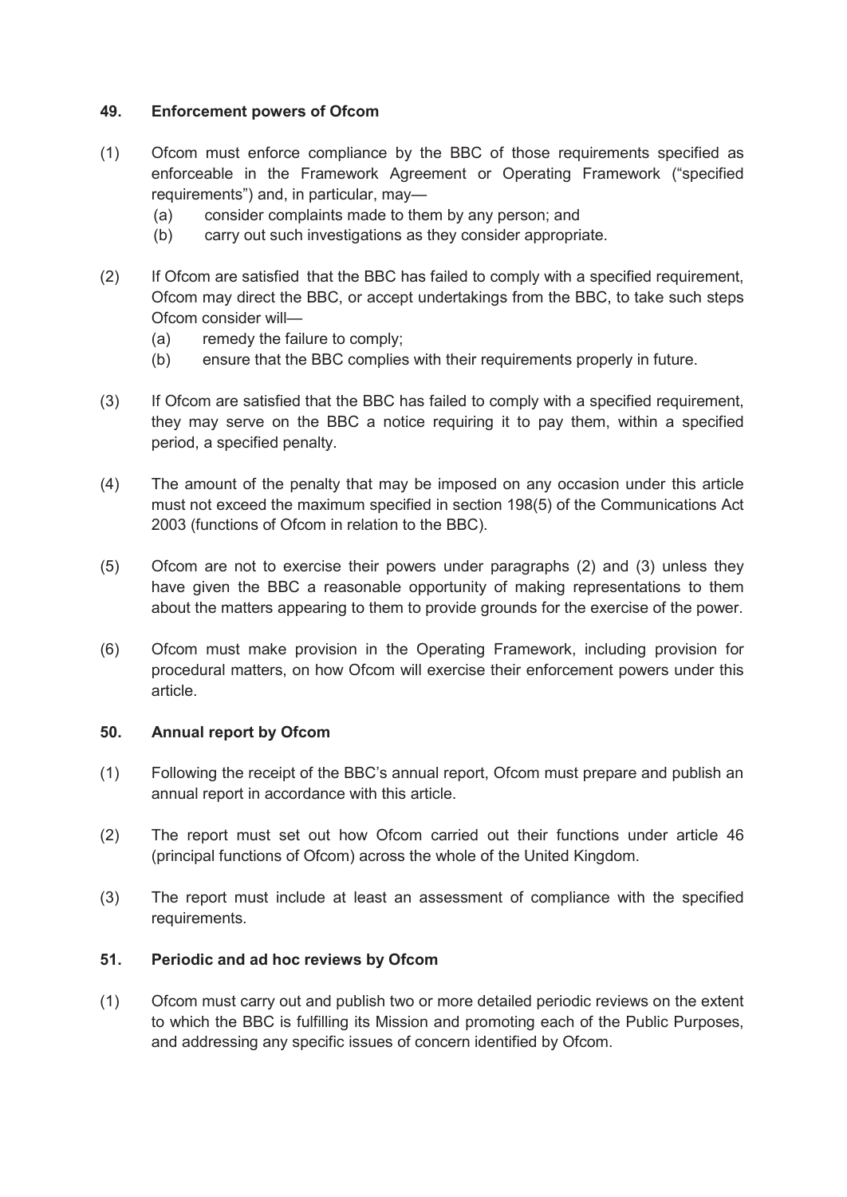### 49. Enforcement powers of Ofcom

(1) Ofcom must enforce compliance by the BBC of those requirements specified as enforceable in the Framework Agreement or Operating Framework ("specified requirements") and, in particular, may—

  (a) consider complaints made to them by any person; and

  (b) carry out such investigations as they consider appropriate.

(2) If Ofcom are satisfied that the BBC has failed to comply with a specified requirement, Ofcom may direct the BBC, or accept undertakings from the BBC, to take such steps Ofcom consider will—

  (a) remedy the failure to comply;

  (b) ensure that the BBC complies with their requirements properly in future.

(3) If Ofcom are satisfied that the BBC has failed to comply with a specified requirement, they may serve on the BBC a notice requiring it to pay them, within a specified period, a specified penalty.

(4) The amount of the penalty that may be imposed on any occasion under this article must not exceed the maximum specified in section 198(5) of the Communications Act 2003 (functions of Ofcom in relation to the BBC).

(5) Ofcom are not to exercise their powers under paragraphs (2) and (3) unless they have given the BBC a reasonable opportunity of making representations to them about the matters appearing to them to provide grounds for the exercise of the power.

(6) Ofcom must make provision in the Operating Framework, including provision for procedural matters, on how Ofcom will exercise their enforcement powers under this article.

### 50. Annual report by Ofcom

(1) Following the receipt of the BBC's annual report, Ofcom must prepare and publish an annual report in accordance with this article.

(2) The report must set out how Ofcom carried out their functions under article 46 (principal functions of Ofcom) across the whole of the United Kingdom.

(3) The report must include at least an assessment of compliance with the specified requirements.

### 51. Periodic and ad hoc reviews by Ofcom

(1) Ofcom must carry out and publish two or more detailed periodic reviews on the extent to which the BBC is fulfilling its Mission and promoting each of the Public Purposes, and addressing any specific issues of concern identified by Ofcom.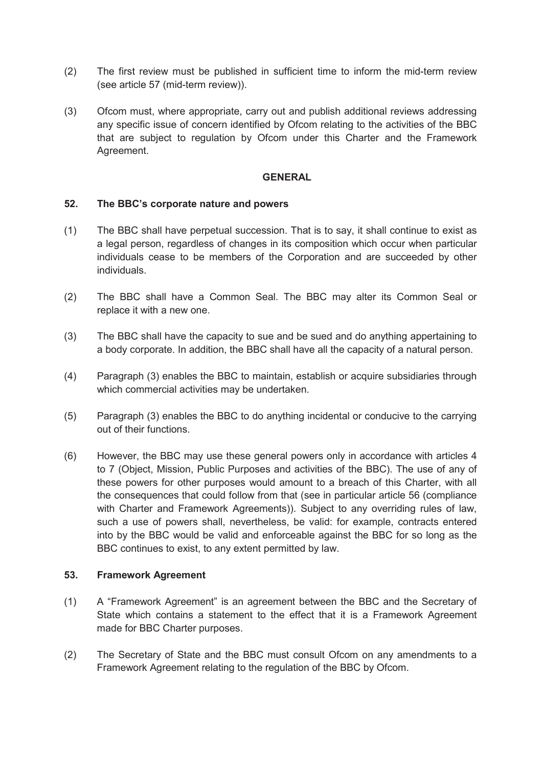(2) The first review must be published in sufficient time to inform the mid-term review (see article 57 (mid-term review)).

(3) Ofcom must, where appropriate, carry out and publish additional reviews addressing any specific issue of concern identified by Ofcom relating to the activities of the BBC that are subject to regulation by Ofcom under this Charter and the Framework Agreement.

## GENERAL

### 52. The BBC's corporate nature and powers

(1) The BBC shall have perpetual succession. That is to say, it shall continue to exist as a legal person, regardless of changes in its composition which occur when particular individuals cease to be members of the Corporation and are succeeded by other individuals.

(2) The BBC shall have a Common Seal. The BBC may alter its Common Seal or replace it with a new one.

(3) The BBC shall have the capacity to sue and be sued and do anything appertaining to a body corporate. In addition, the BBC shall have all the capacity of a natural person.

(4) Paragraph (3) enables the BBC to maintain, establish or acquire subsidiaries through which commercial activities may be undertaken.

(5) Paragraph (3) enables the BBC to do anything incidental or conducive to the carrying out of their functions.

(6) However, the BBC may use these general powers only in accordance with articles 4 to 7 (Object, Mission, Public Purposes and activities of the BBC). The use of any of these powers for other purposes would amount to a breach of this Charter, with all the consequences that could follow from that (see in particular article 56 (compliance with Charter and Framework Agreements)). Subject to any overriding rules of law, such a use of powers shall, nevertheless, be valid: for example, contracts entered into by the BBC would be valid and enforceable against the BBC for so long as the BBC continues to exist, to any extent permitted by law.

### 53. Framework Agreement

(1) A "Framework Agreement" is an agreement between the BBC and the Secretary of State which contains a statement to the effect that it is a Framework Agreement made for BBC Charter purposes.

(2) The Secretary of State and the BBC must consult Ofcom on any amendments to a Framework Agreement relating to the regulation of the BBC by Ofcom.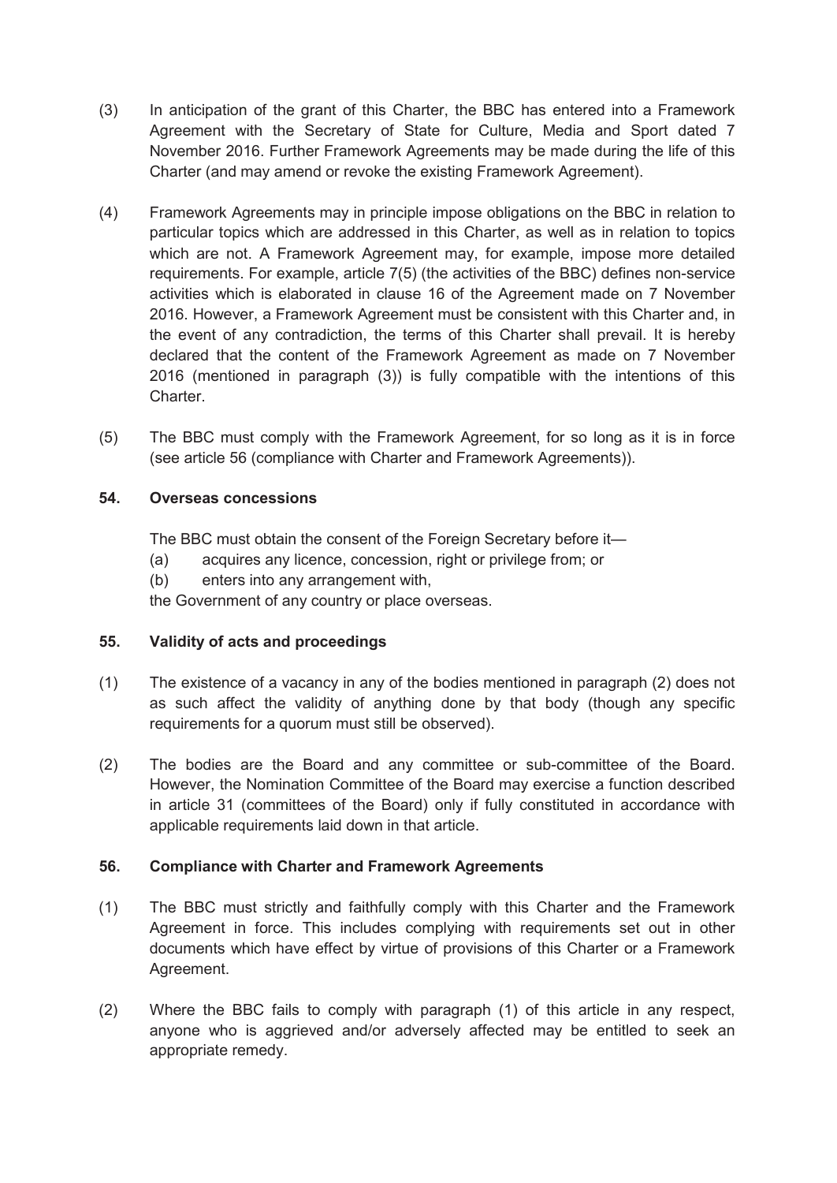(3) In anticipation of the grant of this Charter, the BBC has entered into a Framework Agreement with the Secretary of State for Culture, Media and Sport dated 7 November 2016. Further Framework Agreements may be made during the life of this Charter (and may amend or revoke the existing Framework Agreement).

(4) Framework Agreements may in principle impose obligations on the BBC in relation to particular topics which are addressed in this Charter, as well as in relation to topics which are not. A Framework Agreement may, for example, impose more detailed requirements. For example, article 7(5) (the activities of the BBC) defines non-service activities which is elaborated in clause 16 of the Agreement made on 7 November 2016. However, a Framework Agreement must be consistent with this Charter and, in the event of any contradiction, the terms of this Charter shall prevail. It is hereby declared that the content of the Framework Agreement as made on 7 November 2016 (mentioned in paragraph (3)) is fully compatible with the intentions of this Charter.

(5) The BBC must comply with the Framework Agreement, for so long as it is in force (see article 56 (compliance with Charter and Framework Agreements)).

### 54. Overseas concessions

The BBC must obtain the consent of the Foreign Secretary before it—

(a) acquires any licence, concession, right or privilege from; or

(b) enters into any arrangement with,

the Government of any country or place overseas.

### 55. Validity of acts and proceedings

(1) The existence of a vacancy in any of the bodies mentioned in paragraph (2) does not as such affect the validity of anything done by that body (though any specific requirements for a quorum must still be observed).

(2) The bodies are the Board and any committee or sub-committee of the Board. However, the Nomination Committee of the Board may exercise a function described in article 31 (committees of the Board) only if fully constituted in accordance with applicable requirements laid down in that article.

### 56. Compliance with Charter and Framework Agreements

(1) The BBC must strictly and faithfully comply with this Charter and the Framework Agreement in force. This includes complying with requirements set out in other documents which have effect by virtue of provisions of this Charter or a Framework Agreement.

(2) Where the BBC fails to comply with paragraph (1) of this article in any respect, anyone who is aggrieved and/or adversely affected may be entitled to seek an appropriate remedy.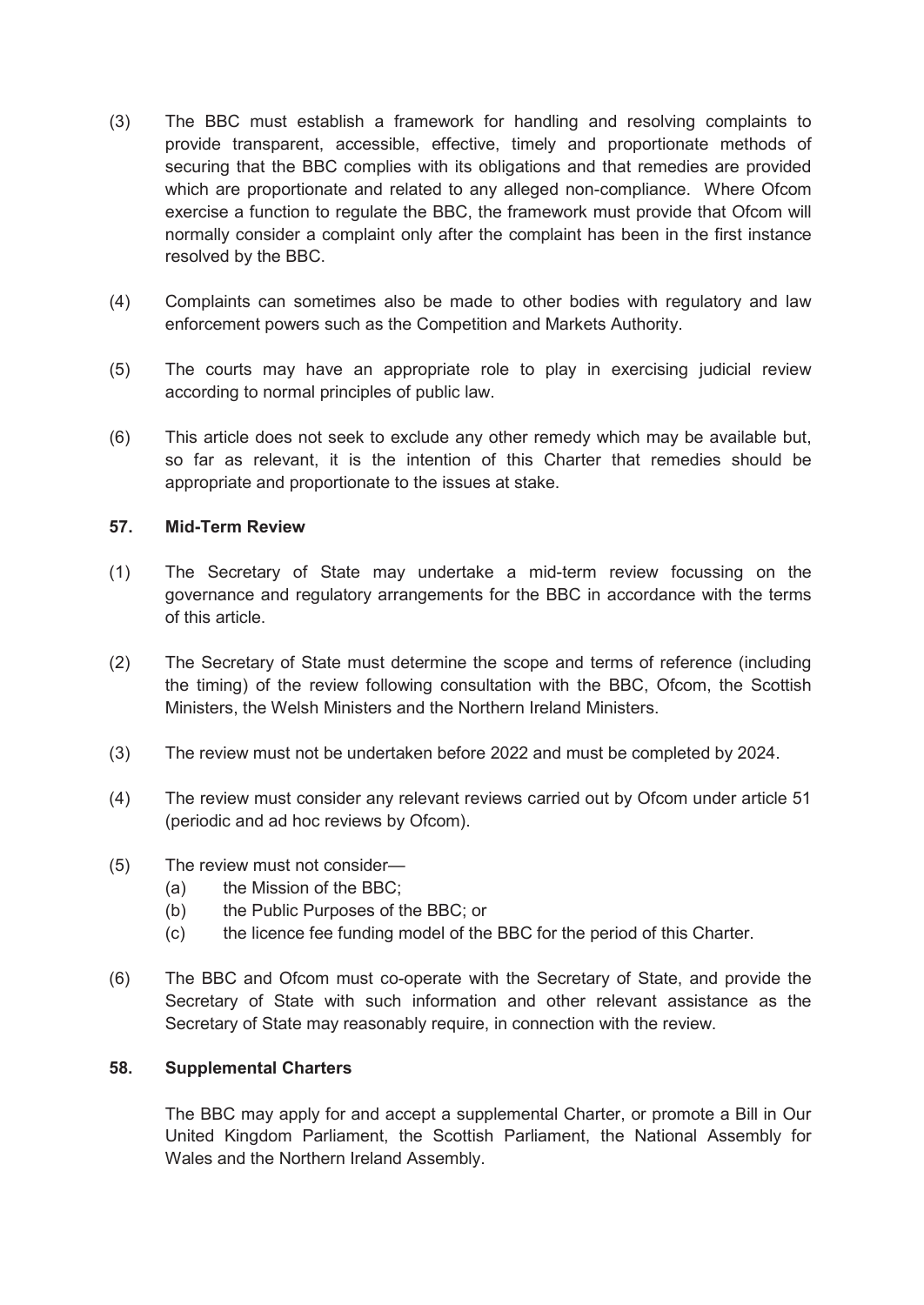(3) The BBC must establish a framework for handling and resolving complaints to provide transparent, accessible, effective, timely and proportionate methods of securing that the BBC complies with its obligations and that remedies are provided which are proportionate and related to any alleged non-compliance. Where Ofcom exercise a function to regulate the BBC, the framework must provide that Ofcom will normally consider a complaint only after the complaint has been in the first instance resolved by the BBC.

(4) Complaints can sometimes also be made to other bodies with regulatory and law enforcement powers such as the Competition and Markets Authority.

(5) The courts may have an appropriate role to play in exercising judicial review according to normal principles of public law.

(6) This article does not seek to exclude any other remedy which may be available but, so far as relevant, it is the intention of this Charter that remedies should be appropriate and proportionate to the issues at stake.

### 57. Mid-Term Review

(1) The Secretary of State may undertake a mid-term review focussing on the governance and regulatory arrangements for the BBC in accordance with the terms of this article.

(2) The Secretary of State must determine the scope and terms of reference (including the timing) of the review following consultation with the BBC, Ofcom, the Scottish Ministers, the Welsh Ministers and the Northern Ireland Ministers.

(3) The review must not be undertaken before 2022 and must be completed by 2024.

(4) The review must consider any relevant reviews carried out by Ofcom under article 51 (periodic and ad hoc reviews by Ofcom).

(5) The review must not consider—
   (a) the Mission of the BBC;
   (b) the Public Purposes of the BBC; or
   (c) the licence fee funding model of the BBC for the period of this Charter.

(6) The BBC and Ofcom must co-operate with the Secretary of State, and provide the Secretary of State with such information and other relevant assistance as the Secretary of State may reasonably require, in connection with the review.

### 58. Supplemental Charters

The BBC may apply for and accept a supplemental Charter, or promote a Bill in Our United Kingdom Parliament, the Scottish Parliament, the National Assembly for Wales and the Northern Ireland Assembly.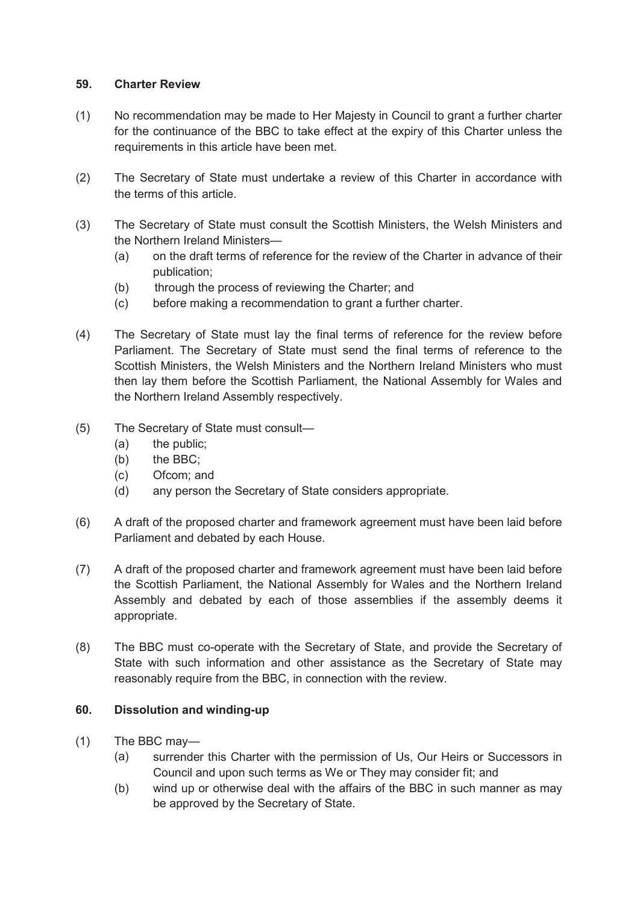### 59. Charter Review

(1) No recommendation may be made to Her Majesty in Council to grant a further charter for the continuance of the BBC to take effect at the expiry of this Charter unless the requirements in this article have been met.

(2) The Secretary of State must undertake a review of this Charter in accordance with the terms of this article.

(3) The Secretary of State must consult the Scottish Ministers, the Welsh Ministers and the Northern Ireland Ministers—

- (a) on the draft terms of reference for the review of the Charter in advance of their publication;
- (b) through the process of reviewing the Charter; and
- (c) before making a recommendation to grant a further charter.

(4) The Secretary of State must lay the final terms of reference for the review before Parliament. The Secretary of State must send the final terms of reference to the Scottish Ministers, the Welsh Ministers and the Northern Ireland Ministers who must then lay them before the Scottish Parliament, the National Assembly for Wales and the Northern Ireland Assembly respectively.

(5) The Secretary of State must consult—

- (a) the public;
- (b) the BBC;
- (c) Ofcom; and
- (d) any person the Secretary of State considers appropriate.

(6) A draft of the proposed charter and framework agreement must have been laid before Parliament and debated by each House.

(7) A draft of the proposed charter and framework agreement must have been laid before the Scottish Parliament, the National Assembly for Wales and the Northern Ireland Assembly and debated by each of those assemblies if the assembly deems it appropriate.

(8) The BBC must co-operate with the Secretary of State, and provide the Secretary of State with such information and other assistance as the Secretary of State may reasonably require from the BBC, in connection with the review.

### 60. Dissolution and winding-up

(1) The BBC may—

- (a) surrender this Charter with the permission of Us, Our Heirs or Successors in Council and upon such terms as We or They may consider fit; and
- (b) wind up or otherwise deal with the affairs of the BBC in such manner as may be approved by the Secretary of State.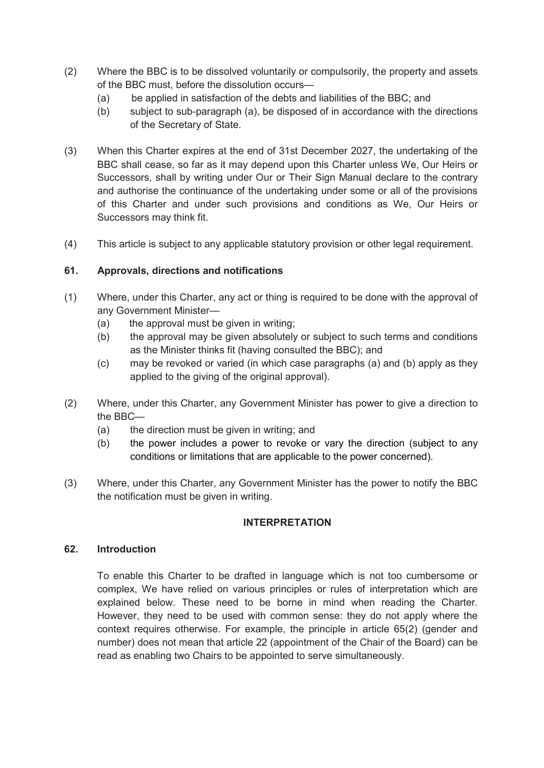(2) Where the BBC is to be dissolved voluntarily or compulsorily, the property and assets of the BBC must, before the dissolution occurs—

   (a) be applied in satisfaction of the debts and liabilities of the BBC; and

   (b) subject to sub-paragraph (a), be disposed of in accordance with the directions of the Secretary of State.

(3) When this Charter expires at the end of 31st December 2027, the undertaking of the BBC shall cease, so far as it may depend upon this Charter unless We, Our Heirs or Successors, shall by writing under Our or Their Sign Manual declare to the contrary and authorise the continuance of the undertaking under some or all of the provisions of this Charter and under such provisions and conditions as We, Our Heirs or Successors may think fit.

(4) This article is subject to any applicable statutory provision or other legal requirement.

### 61. Approvals, directions and notifications

(1) Where, under this Charter, any act or thing is required to be done with the approval of any Government Minister—

   (a) the approval must be given in writing;

   (b) the approval may be given absolutely or subject to such terms and conditions as the Minister thinks fit (having consulted the BBC); and

   (c) may be revoked or varied (in which case paragraphs (a) and (b) apply as they applied to the giving of the original approval).

(2) Where, under this Charter, any Government Minister has power to give a direction to the BBC—

   (a) the direction must be given in writing; and

   (b) the power includes a power to revoke or vary the direction (subject to any conditions or limitations that are applicable to the power concerned).

(3) Where, under this Charter, any Government Minister has the power to notify the BBC the notification must be given in writing.

## INTERPRETATION

### 62. Introduction

To enable this Charter to be drafted in language which is not too cumbersome or complex, We have relied on various principles or rules of interpretation which are explained below. These need to be borne in mind when reading the Charter. However, they need to be used with common sense: they do not apply where the context requires otherwise. For example, the principle in article 65(2) (gender and number) does not mean that article 22 (appointment of the Chair of the Board) can be read as enabling two Chairs to be appointed to serve simultaneously.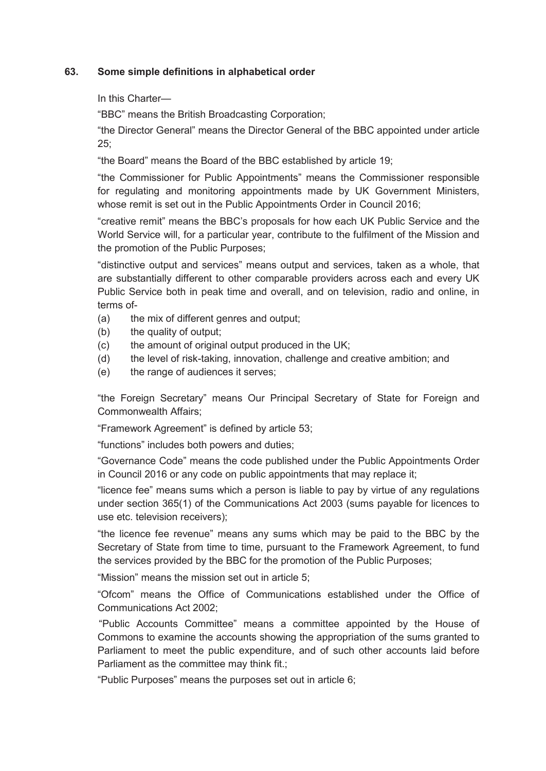## 63. Some simple definitions in alphabetical order

In this Charter—

"BBC" means the British Broadcasting Corporation;

"the Director General" means the Director General of the BBC appointed under article 25;

"the Board" means the Board of the BBC established by article 19;

"the Commissioner for Public Appointments" means the Commissioner responsible for regulating and monitoring appointments made by UK Government Ministers, whose remit is set out in the Public Appointments Order in Council 2016;

"creative remit" means the BBC's proposals for how each UK Public Service and the World Service will, for a particular year, contribute to the fulfilment of the Mission and the promotion of the Public Purposes;

"distinctive output and services" means output and services, taken as a whole, that are substantially different to other comparable providers across each and every UK Public Service both in peak time and overall, and on television, radio and online, in terms of-

(a) the mix of different genres and output;
(b) the quality of output;
(c) the amount of original output produced in the UK;
(d) the level of risk-taking, innovation, challenge and creative ambition; and
(e) the range of audiences it serves;

"the Foreign Secretary" means Our Principal Secretary of State for Foreign and Commonwealth Affairs;

"Framework Agreement" is defined by article 53;

"functions" includes both powers and duties;

"Governance Code" means the code published under the Public Appointments Order in Council 2016 or any code on public appointments that may replace it;

"licence fee" means sums which a person is liable to pay by virtue of any regulations under section 365(1) of the Communications Act 2003 (sums payable for licences to use etc. television receivers);

"the licence fee revenue" means any sums which may be paid to the BBC by the Secretary of State from time to time, pursuant to the Framework Agreement, to fund the services provided by the BBC for the promotion of the Public Purposes;

"Mission" means the mission set out in article 5;

"Ofcom" means the Office of Communications established under the Office of Communications Act 2002;

"Public Accounts Committee" means a committee appointed by the House of Commons to examine the accounts showing the appropriation of the sums granted to Parliament to meet the public expenditure, and of such other accounts laid before Parliament as the committee may think fit.;

"Public Purposes" means the purposes set out in article 6;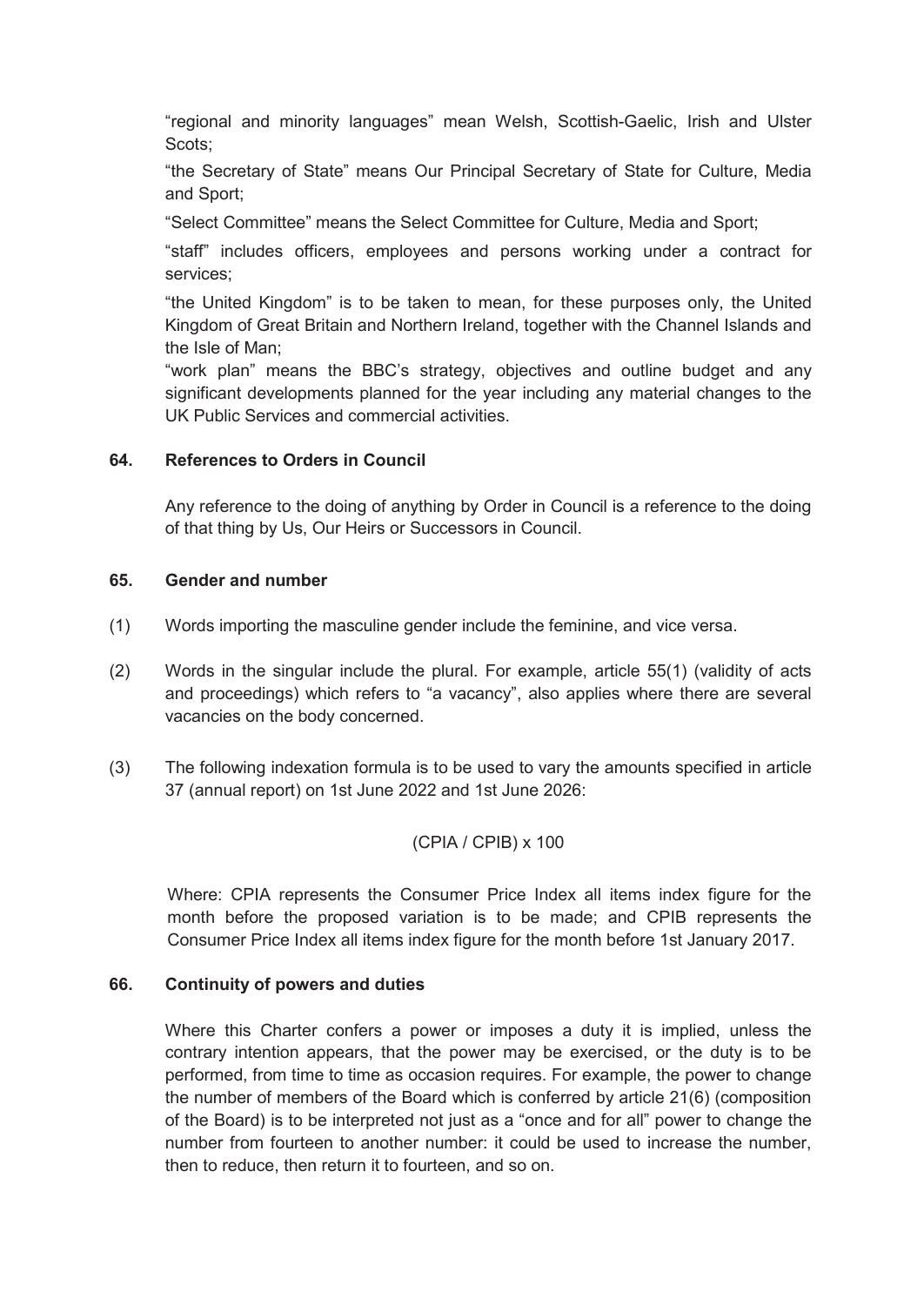"regional and minority languages" mean Welsh, Scottish-Gaelic, Irish and Ulster Scots;

"the Secretary of State" means Our Principal Secretary of State for Culture, Media and Sport;

"Select Committee" means the Select Committee for Culture, Media and Sport;

"staff" includes officers, employees and persons working under a contract for services;

"the United Kingdom" is to be taken to mean, for these purposes only, the United Kingdom of Great Britain and Northern Ireland, together with the Channel Islands and the Isle of Man;

"work plan" means the BBC's strategy, objectives and outline budget and any significant developments planned for the year including any material changes to the UK Public Services and commercial activities.

## 64. References to Orders in Council

Any reference to the doing of anything by Order in Council is a reference to the doing of that thing by Us, Our Heirs or Successors in Council.

## 65. Gender and number

(1) Words importing the masculine gender include the feminine, and vice versa.

(2) Words in the singular include the plural. For example, article 55(1) (validity of acts and proceedings) which refers to "a vacancy", also applies where there are several vacancies on the body concerned.

(3) The following indexation formula is to be used to vary the amounts specified in article 37 (annual report) on 1st June 2022 and 1st June 2026:

$$(CPIA / CPIB) \times 100$$

Where: CPIA represents the Consumer Price Index all items index figure for the month before the proposed variation is to be made; and CPIB represents the Consumer Price Index all items index figure for the month before 1st January 2017.

## 66. Continuity of powers and duties

Where this Charter confers a power or imposes a duty it is implied, unless the contrary intention appears, that the power may be exercised, or the duty is to be performed, from time to time as occasion requires. For example, the power to change the number of members of the Board which is conferred by article 21(6) (composition of the Board) is to be interpreted not just as a "once and for all" power to change the number from fourteen to another number: it could be used to increase the number, then to reduce, then return it to fourteen, and so on.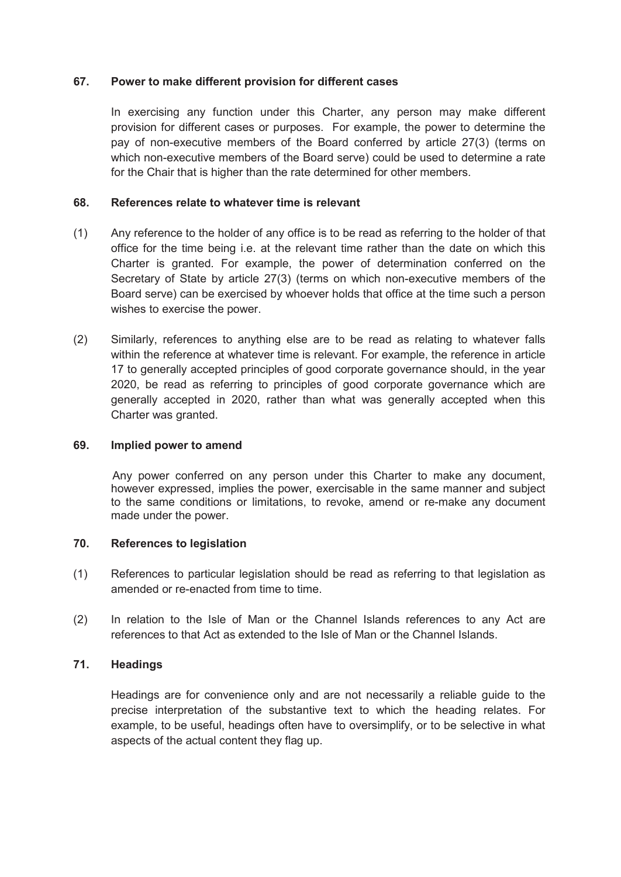### 67. Power to make different provision for different cases

In exercising any function under this Charter, any person may make different provision for different cases or purposes. For example, the power to determine the pay of non-executive members of the Board conferred by article 27(3) (terms on which non-executive members of the Board serve) could be used to determine a rate for the Chair that is higher than the rate determined for other members.

### 68. References relate to whatever time is relevant

(1) Any reference to the holder of any office is to be read as referring to the holder of that office for the time being i.e. at the relevant time rather than the date on which this Charter is granted. For example, the power of determination conferred on the Secretary of State by article 27(3) (terms on which non-executive members of the Board serve) can be exercised by whoever holds that office at the time such a person wishes to exercise the power.

(2) Similarly, references to anything else are to be read as relating to whatever falls within the reference at whatever time is relevant. For example, the reference in article 17 to generally accepted principles of good corporate governance should, in the year 2020, be read as referring to principles of good corporate governance which are generally accepted in 2020, rather than what was generally accepted when this Charter was granted.

### 69. Implied power to amend

Any power conferred on any person under this Charter to make any document, however expressed, implies the power, exercisable in the same manner and subject to the same conditions or limitations, to revoke, amend or re-make any document made under the power.

### 70. References to legislation

(1) References to particular legislation should be read as referring to that legislation as amended or re-enacted from time to time.

(2) In relation to the Isle of Man or the Channel Islands references to any Act are references to that Act as extended to the Isle of Man or the Channel Islands.

### 71. Headings

Headings are for convenience only and are not necessarily a reliable guide to the precise interpretation of the substantive text to which the heading relates. For example, to be useful, headings often have to oversimplify, or to be selective in what aspects of the actual content they flag up.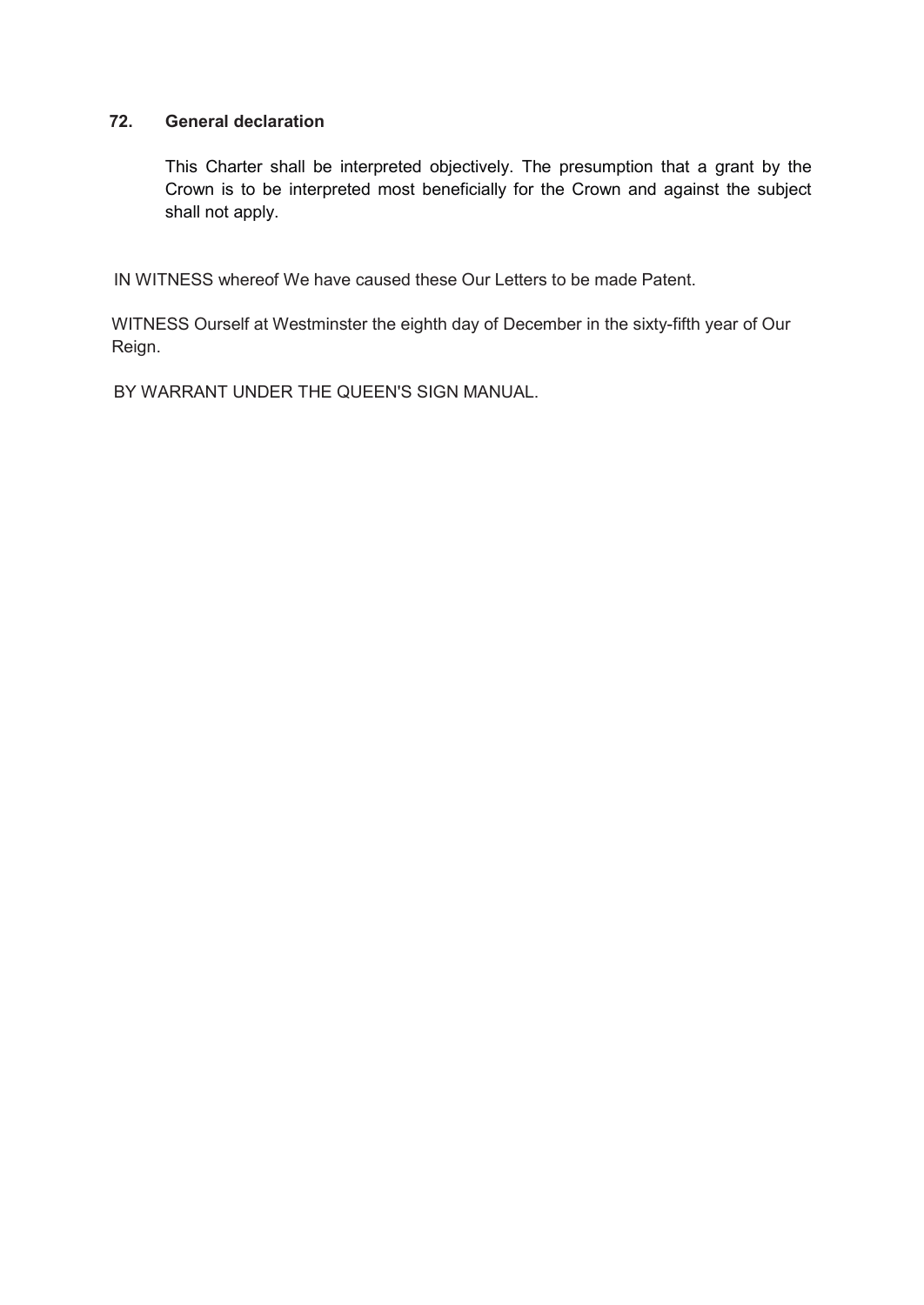## 72. General declaration

This Charter shall be interpreted objectively. The presumption that a grant by the Crown is to be interpreted most beneficially for the Crown and against the subject shall not apply.

IN WITNESS whereof We have caused these Our Letters to be made Patent.

WITNESS Ourself at Westminster the eighth day of December in the sixty-fifth year of Our Reign.

BY WARRANT UNDER THE QUEEN'S SIGN MANUAL.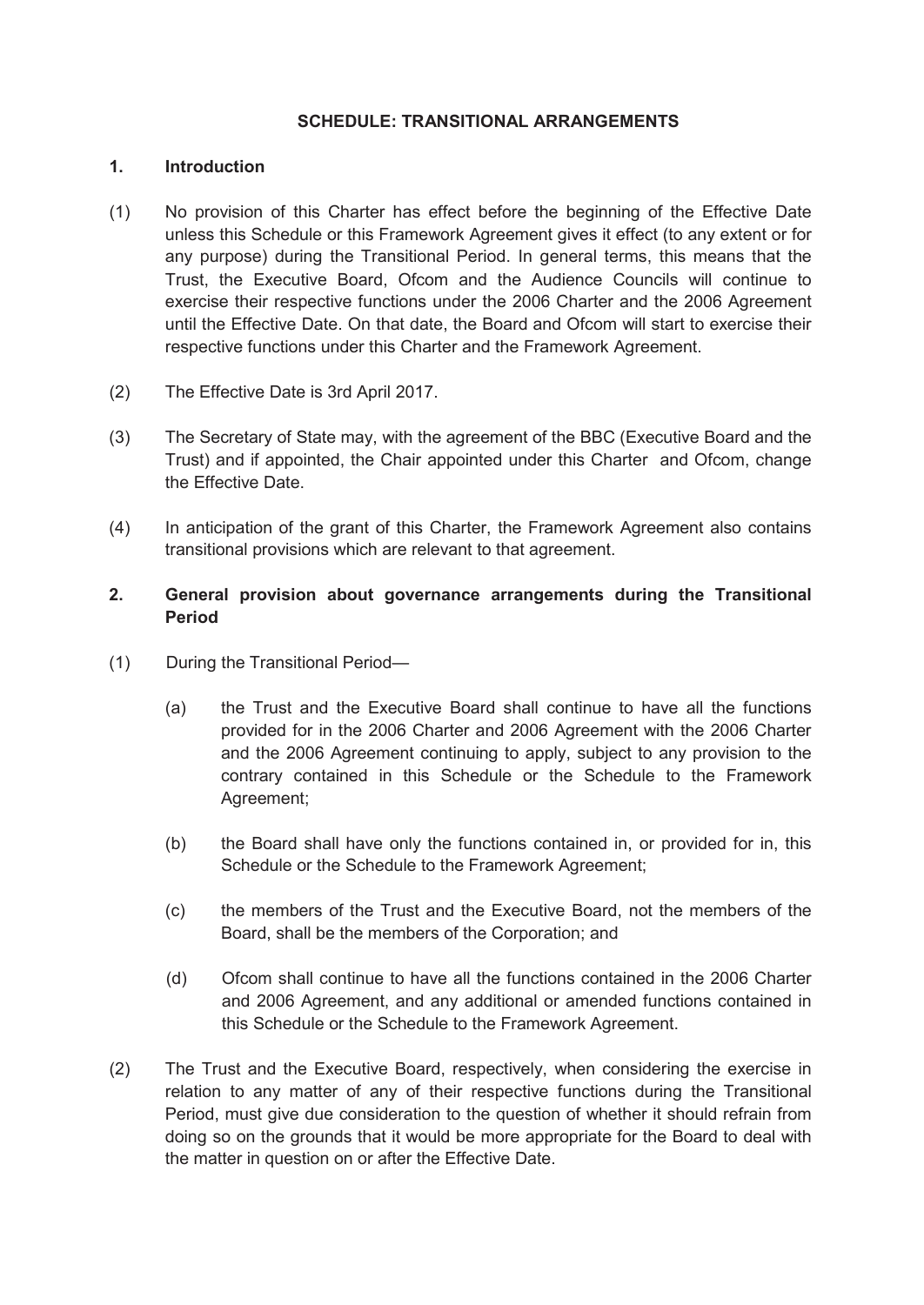## SCHEDULE: TRANSITIONAL ARRANGEMENTS

### 1. Introduction

(1) No provision of this Charter has effect before the beginning of the Effective Date unless this Schedule or this Framework Agreement gives it effect (to any extent or for any purpose) during the Transitional Period. In general terms, this means that the Trust, the Executive Board, Ofcom and the Audience Councils will continue to exercise their respective functions under the 2006 Charter and the 2006 Agreement until the Effective Date. On that date, the Board and Ofcom will start to exercise their respective functions under this Charter and the Framework Agreement.

(2) The Effective Date is 3rd April 2017.

(3) The Secretary of State may, with the agreement of the BBC (Executive Board and the Trust) and if appointed, the Chair appointed under this Charter and Ofcom, change the Effective Date.

(4) In anticipation of the grant of this Charter, the Framework Agreement also contains transitional provisions which are relevant to that agreement.

### 2. General provision about governance arrangements during the Transitional Period

(1) During the Transitional Period—

(a) the Trust and the Executive Board shall continue to have all the functions provided for in the 2006 Charter and 2006 Agreement with the 2006 Charter and the 2006 Agreement continuing to apply, subject to any provision to the contrary contained in this Schedule or the Schedule to the Framework Agreement;

(b) the Board shall have only the functions contained in, or provided for in, this Schedule or the Schedule to the Framework Agreement;

(c) the members of the Trust and the Executive Board, not the members of the Board, shall be the members of the Corporation; and

(d) Ofcom shall continue to have all the functions contained in the 2006 Charter and 2006 Agreement, and any additional or amended functions contained in this Schedule or the Schedule to the Framework Agreement.

(2) The Trust and the Executive Board, respectively, when considering the exercise in relation to any matter of any of their respective functions during the Transitional Period, must give due consideration to the question of whether it should refrain from doing so on the grounds that it would be more appropriate for the Board to deal with the matter in question on or after the Effective Date.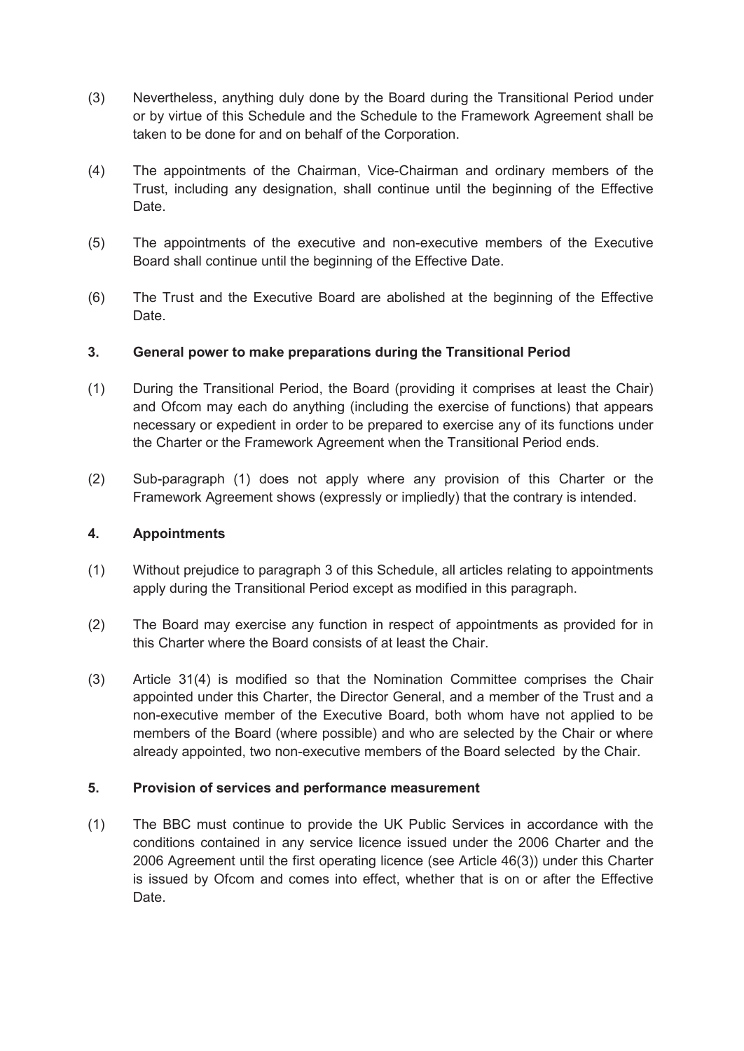(3) Nevertheless, anything duly done by the Board during the Transitional Period under or by virtue of this Schedule and the Schedule to the Framework Agreement shall be taken to be done for and on behalf of the Corporation.

(4) The appointments of the Chairman, Vice-Chairman and ordinary members of the Trust, including any designation, shall continue until the beginning of the Effective Date.

(5) The appointments of the executive and non-executive members of the Executive Board shall continue until the beginning of the Effective Date.

(6) The Trust and the Executive Board are abolished at the beginning of the Effective Date.

### 3. General power to make preparations during the Transitional Period

(1) During the Transitional Period, the Board (providing it comprises at least the Chair) and Ofcom may each do anything (including the exercise of functions) that appears necessary or expedient in order to be prepared to exercise any of its functions under the Charter or the Framework Agreement when the Transitional Period ends.

(2) Sub-paragraph (1) does not apply where any provision of this Charter or the Framework Agreement shows (expressly or impliedly) that the contrary is intended.

### 4. Appointments

(1) Without prejudice to paragraph 3 of this Schedule, all articles relating to appointments apply during the Transitional Period except as modified in this paragraph.

(2) The Board may exercise any function in respect of appointments as provided for in this Charter where the Board consists of at least the Chair.

(3) Article 31(4) is modified so that the Nomination Committee comprises the Chair appointed under this Charter, the Director General, and a member of the Trust and a non-executive member of the Executive Board, both whom have not applied to be members of the Board (where possible) and who are selected by the Chair or where already appointed, two non-executive members of the Board selected by the Chair.

### 5. Provision of services and performance measurement

(1) The BBC must continue to provide the UK Public Services in accordance with the conditions contained in any service licence issued under the 2006 Charter and the 2006 Agreement until the first operating licence (see Article 46(3)) under this Charter is issued by Ofcom and comes into effect, whether that is on or after the Effective Date.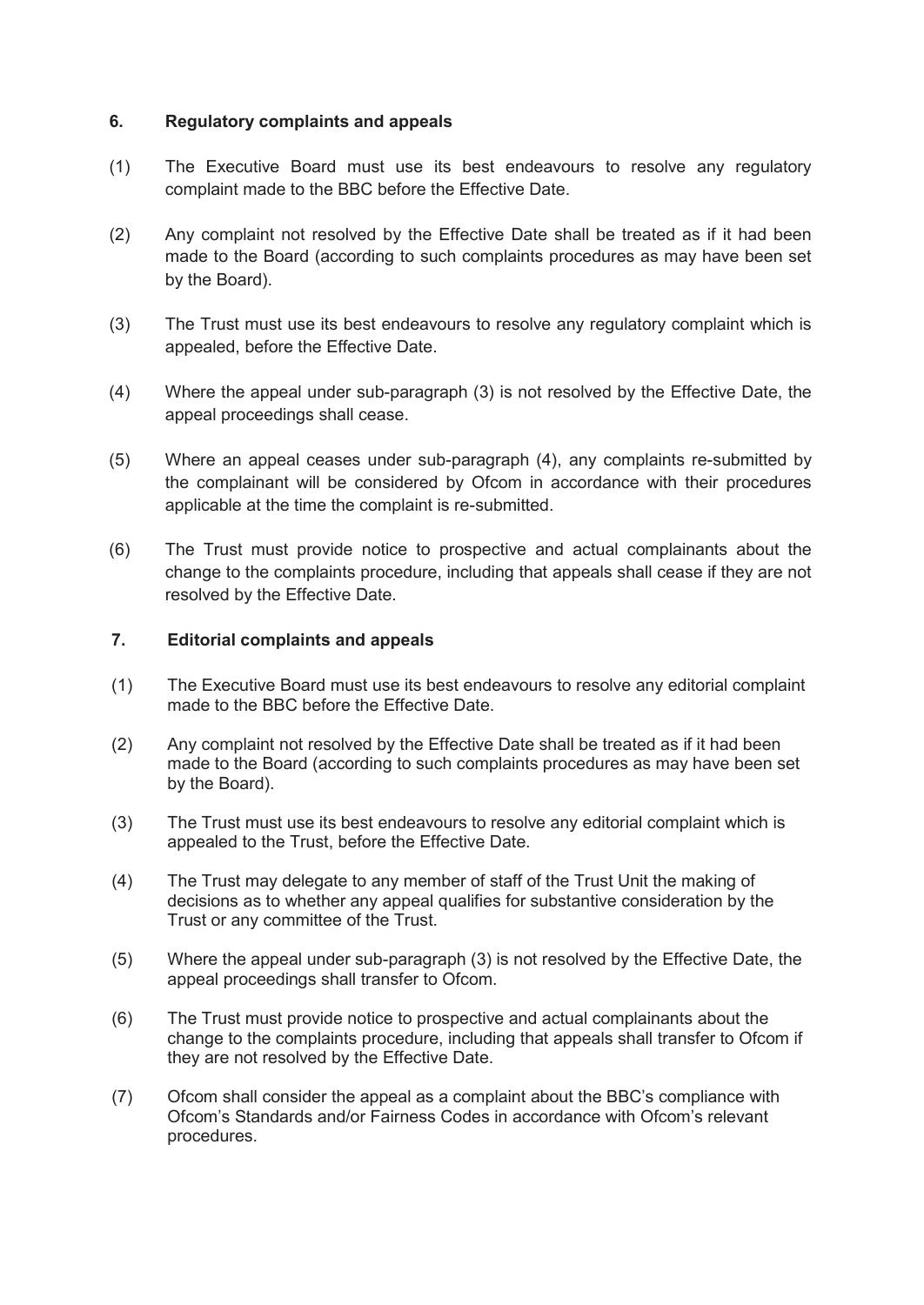## 6. Regulatory complaints and appeals

(1) The Executive Board must use its best endeavours to resolve any regulatory complaint made to the BBC before the Effective Date.

(2) Any complaint not resolved by the Effective Date shall be treated as if it had been made to the Board (according to such complaints procedures as may have been set by the Board).

(3) The Trust must use its best endeavours to resolve any regulatory complaint which is appealed, before the Effective Date.

(4) Where the appeal under sub-paragraph (3) is not resolved by the Effective Date, the appeal proceedings shall cease.

(5) Where an appeal ceases under sub-paragraph (4), any complaints re-submitted by the complainant will be considered by Ofcom in accordance with their procedures applicable at the time the complaint is re-submitted.

(6) The Trust must provide notice to prospective and actual complainants about the change to the complaints procedure, including that appeals shall cease if they are not resolved by the Effective Date.

## 7. Editorial complaints and appeals

(1) The Executive Board must use its best endeavours to resolve any editorial complaint made to the BBC before the Effective Date.

(2) Any complaint not resolved by the Effective Date shall be treated as if it had been made to the Board (according to such complaints procedures as may have been set by the Board).

(3) The Trust must use its best endeavours to resolve any editorial complaint which is appealed to the Trust, before the Effective Date.

(4) The Trust may delegate to any member of staff of the Trust Unit the making of decisions as to whether any appeal qualifies for substantive consideration by the Trust or any committee of the Trust.

(5) Where the appeal under sub-paragraph (3) is not resolved by the Effective Date, the appeal proceedings shall transfer to Ofcom.

(6) The Trust must provide notice to prospective and actual complainants about the change to the complaints procedure, including that appeals shall transfer to Ofcom if they are not resolved by the Effective Date.

(7) Ofcom shall consider the appeal as a complaint about the BBC's compliance with Ofcom's Standards and/or Fairness Codes in accordance with Ofcom's relevant procedures.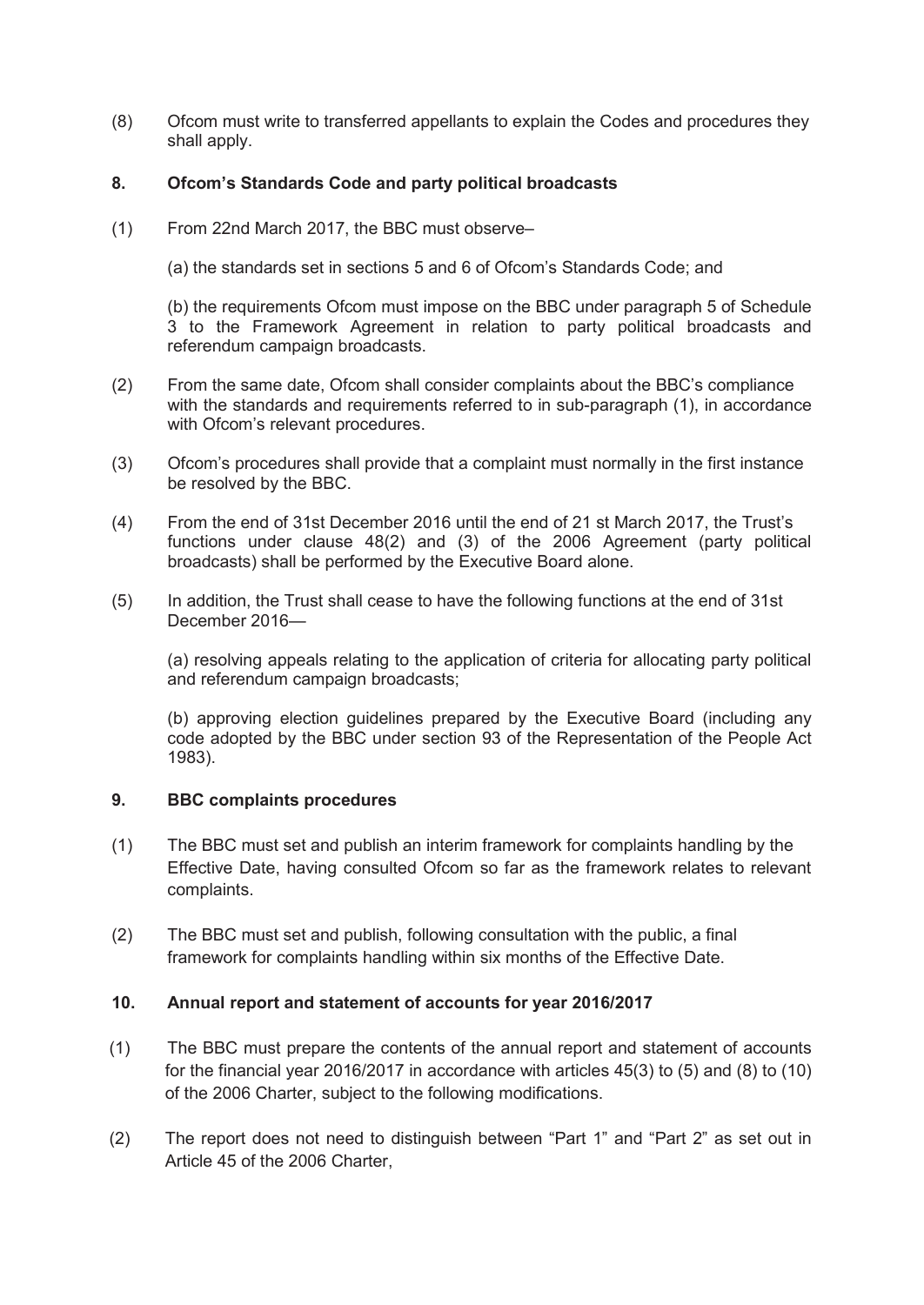(8) Ofcom must write to transferred appellants to explain the Codes and procedures they shall apply.

## 8. Ofcom's Standards Code and party political broadcasts

(1) From 22nd March 2017, the BBC must observe–

(a) the standards set in sections 5 and 6 of Ofcom's Standards Code; and

(b) the requirements Ofcom must impose on the BBC under paragraph 5 of Schedule 3 to the Framework Agreement in relation to party political broadcasts and referendum campaign broadcasts.

(2) From the same date, Ofcom shall consider complaints about the BBC's compliance with the standards and requirements referred to in sub-paragraph (1), in accordance with Ofcom's relevant procedures.

(3) Ofcom's procedures shall provide that a complaint must normally in the first instance be resolved by the BBC.

(4) From the end of 31st December 2016 until the end of 21 st March 2017, the Trust's functions under clause 48(2) and (3) of the 2006 Agreement (party political broadcasts) shall be performed by the Executive Board alone.

(5) In addition, the Trust shall cease to have the following functions at the end of 31st December 2016—

(a) resolving appeals relating to the application of criteria for allocating party political and referendum campaign broadcasts;

(b) approving election guidelines prepared by the Executive Board (including any code adopted by the BBC under section 93 of the Representation of the People Act 1983).

## 9. BBC complaints procedures

(1) The BBC must set and publish an interim framework for complaints handling by the Effective Date, having consulted Ofcom so far as the framework relates to relevant complaints.

(2) The BBC must set and publish, following consultation with the public, a final framework for complaints handling within six months of the Effective Date.

## 10. Annual report and statement of accounts for year 2016/2017

(1) The BBC must prepare the contents of the annual report and statement of accounts for the financial year 2016/2017 in accordance with articles 45(3) to (5) and (8) to (10) of the 2006 Charter, subject to the following modifications.

(2) The report does not need to distinguish between "Part 1" and "Part 2" as set out in Article 45 of the 2006 Charter,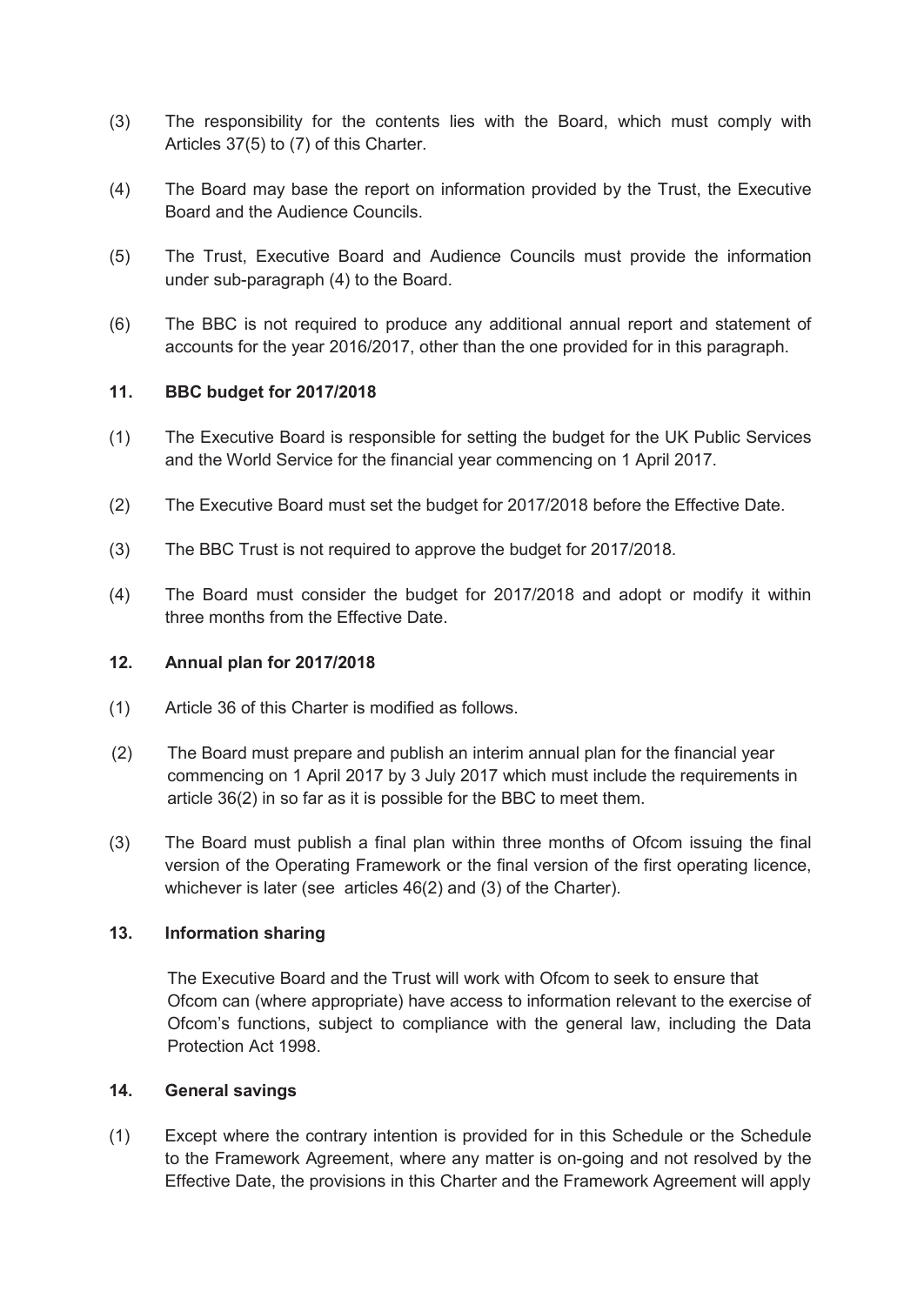(3) The responsibility for the contents lies with the Board, which must comply with Articles 37(5) to (7) of this Charter.

(4) The Board may base the report on information provided by the Trust, the Executive Board and the Audience Councils.

(5) The Trust, Executive Board and Audience Councils must provide the information under sub-paragraph (4) to the Board.

(6) The BBC is not required to produce any additional annual report and statement of accounts for the year 2016/2017, other than the one provided for in this paragraph.

### 11. BBC budget for 2017/2018

(1) The Executive Board is responsible for setting the budget for the UK Public Services and the World Service for the financial year commencing on 1 April 2017.

(2) The Executive Board must set the budget for 2017/2018 before the Effective Date.

(3) The BBC Trust is not required to approve the budget for 2017/2018.

(4) The Board must consider the budget for 2017/2018 and adopt or modify it within three months from the Effective Date.

### 12. Annual plan for 2017/2018

(1) Article 36 of this Charter is modified as follows.

(2) The Board must prepare and publish an interim annual plan for the financial year commencing on 1 April 2017 by 3 July 2017 which must include the requirements in article 36(2) in so far as it is possible for the BBC to meet them.

(3) The Board must publish a final plan within three months of Ofcom issuing the final version of the Operating Framework or the final version of the first operating licence, whichever is later (see articles 46(2) and (3) of the Charter).

### 13. Information sharing

The Executive Board and the Trust will work with Ofcom to seek to ensure that Ofcom can (where appropriate) have access to information relevant to the exercise of Ofcom's functions, subject to compliance with the general law, including the Data Protection Act 1998.

### 14. General savings

(1) Except where the contrary intention is provided for in this Schedule or the Schedule to the Framework Agreement, where any matter is on-going and not resolved by the Effective Date, the provisions in this Charter and the Framework Agreement will apply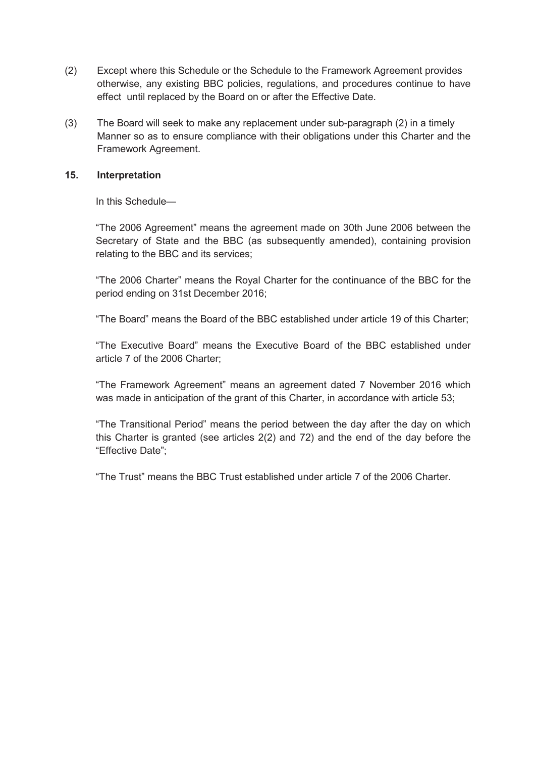(2) Except where this Schedule or the Schedule to the Framework Agreement provides otherwise, any existing BBC policies, regulations, and procedures continue to have effect until replaced by the Board on or after the Effective Date.

(3) The Board will seek to make any replacement under sub-paragraph (2) in a timely Manner so as to ensure compliance with their obligations under this Charter and the Framework Agreement.

**15. Interpretation**

In this Schedule—

"The 2006 Agreement" means the agreement made on 30th June 2006 between the Secretary of State and the BBC (as subsequently amended), containing provision relating to the BBC and its services;

"The 2006 Charter" means the Royal Charter for the continuance of the BBC for the period ending on 31st December 2016;

"The Board" means the Board of the BBC established under article 19 of this Charter;

"The Executive Board" means the Executive Board of the BBC established under article 7 of the 2006 Charter;

"The Framework Agreement" means an agreement dated 7 November 2016 which was made in anticipation of the grant of this Charter, in accordance with article 53;

"The Transitional Period" means the period between the day after the day on which this Charter is granted (see articles 2(2) and 72) and the end of the day before the "Effective Date";

"The Trust" means the BBC Trust established under article 7 of the 2006 Charter.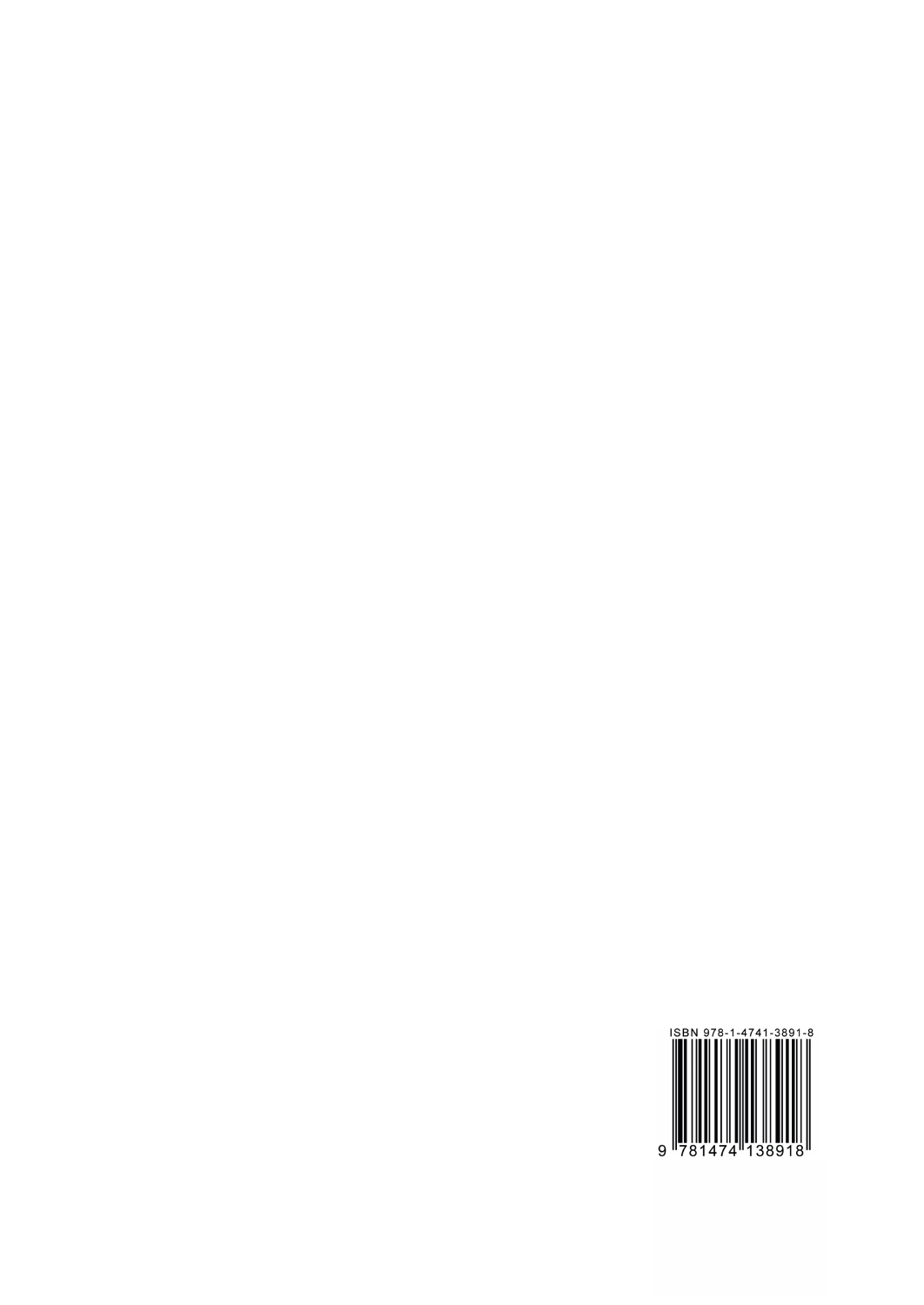ISBN 978-1-4741-3891-8

9 781474 138918